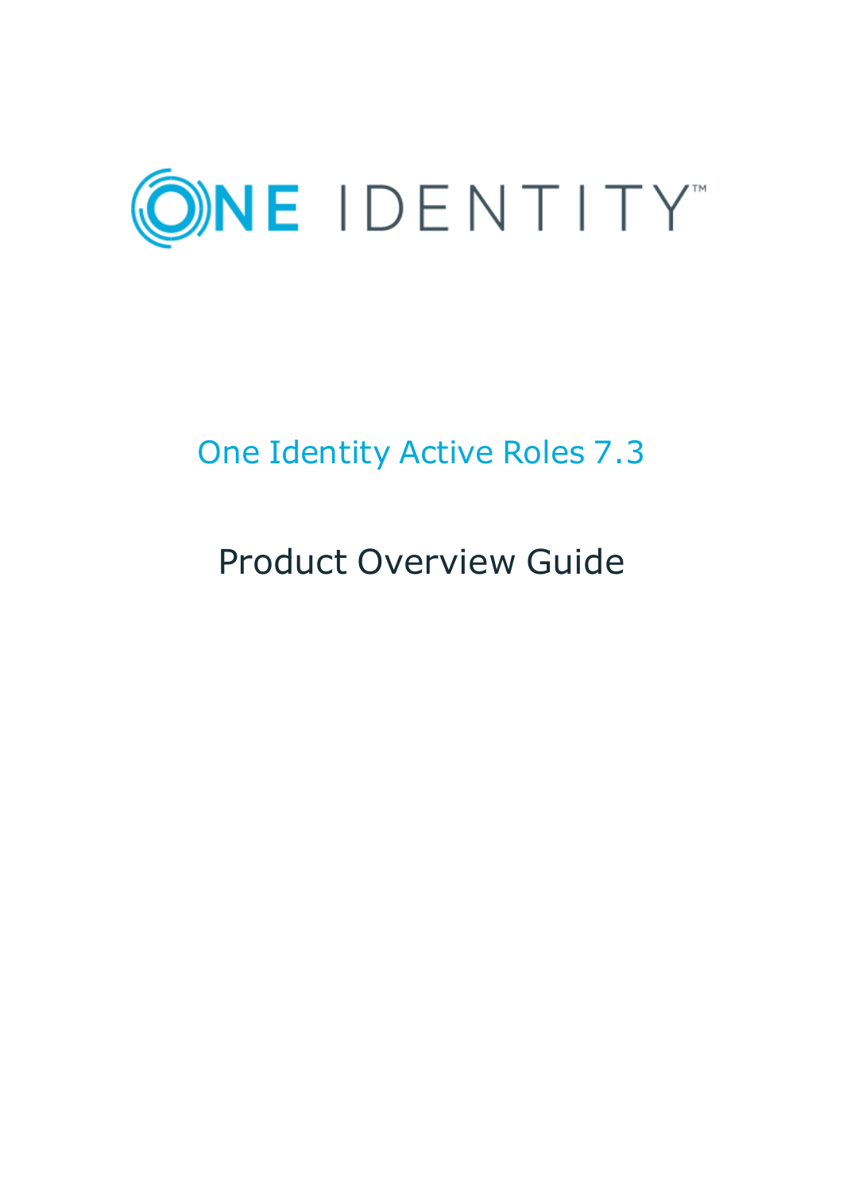# ONE IDENTITY™

## One Identity Active Roles 7.3

## Product Overview Guide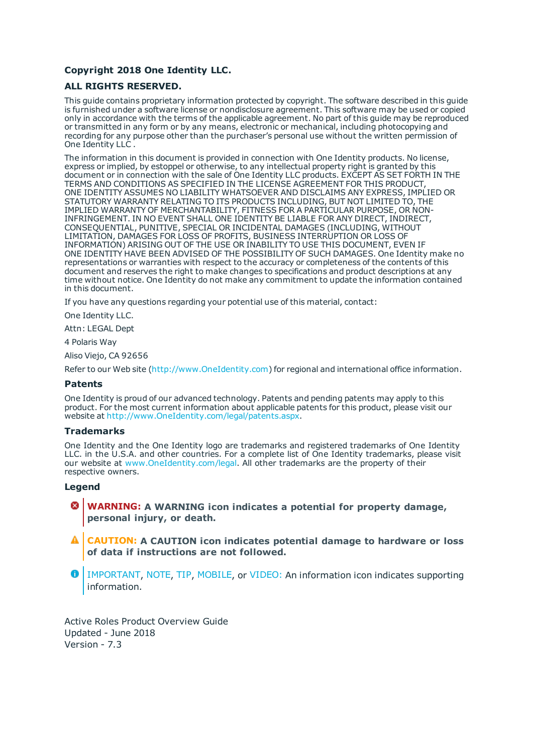**Copyright 2018 One Identity LLC.**

**ALL RIGHTS RESERVED.**

This guide contains proprietary information protected by copyright. The software described in this guide is furnished under a software license or nondisclosure agreement. This software may be used or copied only in accordance with the terms of the applicable agreement. No part of this guide may be reproduced or transmitted in any form or by any means, electronic or mechanical, including photocopying and recording for any purpose other than the purchaser's personal use without the written permission of One Identity LLC .

The information in this document is provided in connection with One Identity products. No license, express or implied, by estoppel or otherwise, to any intellectual property right is granted by this document or in connection with the sale of One Identity LLC products. EXCEPT AS SET FORTH IN THE TERMS AND CONDITIONS AS SPECIFIED IN THE LICENSE AGREEMENT FOR THIS PRODUCT, ONE IDENTITY ASSUMES NO LIABILITY WHATSOEVER AND DISCLAIMS ANY EXPRESS, IMPLIED OR STATUTORY WARRANTY RELATING TO ITS PRODUCTS INCLUDING, BUT NOT LIMITED TO, THE IMPLIED WARRANTY OF MERCHANTABILITY, FITNESS FOR A PARTICULAR PURPOSE, OR NON-INFRINGEMENT. IN NO EVENT SHALL ONE IDENTITY BE LIABLE FOR ANY DIRECT, INDIRECT, CONSEQUENTIAL, PUNITIVE, SPECIAL OR INCIDENTAL DAMAGES (INCLUDING, WITHOUT LIMITATION, DAMAGES FOR LOSS OF PROFITS, BUSINESS INTERRUPTION OR LOSS OF INFORMATION) ARISING OUT OF THE USE OR INABILITY TO USE THIS DOCUMENT, EVEN IF ONE IDENTITY HAVE BEEN ADVISED OF THE POSSIBILITY OF SUCH DAMAGES. One Identity make no representations or warranties with respect to the accuracy or completeness of the contents of this document and reserves the right to make changes to specifications and product descriptions at any time without notice. One Identity do not make any commitment to update the information contained in this document.

If you have any questions regarding your potential use of this material, contact:

One Identity LLC.

Attn: LEGAL Dept

4 Polaris Way

Aliso Viejo, CA 92656

Refer to our Web site (http://www.OneIdentity.com) for regional and international office information.

### Patents

One Identity is proud of our advanced technology. Patents and pending patents may apply to this product. For the most current information about applicable patents for this product, please visit our website at http://www.OneIdentity.com/legal/patents.aspx.

### Trademarks

One Identity and the One Identity logo are trademarks and registered trademarks of One Identity LLC. in the U.S.A. and other countries. For a complete list of One Identity trademarks, please visit our website at www.OneIdentity.com/legal. All other trademarks are the property of their respective owners.

### Legend

**WARNING: A WARNING icon indicates a potential for property damage, personal injury, or death.**

**CAUTION: A CAUTION icon indicates potential damage to hardware or loss of data if instructions are not followed.**

IMPORTANT, NOTE, TIP, MOBILE, or VIDEO: An information icon indicates supporting information.

Active Roles Product Overview Guide
Updated - June 2018
Version - 7.3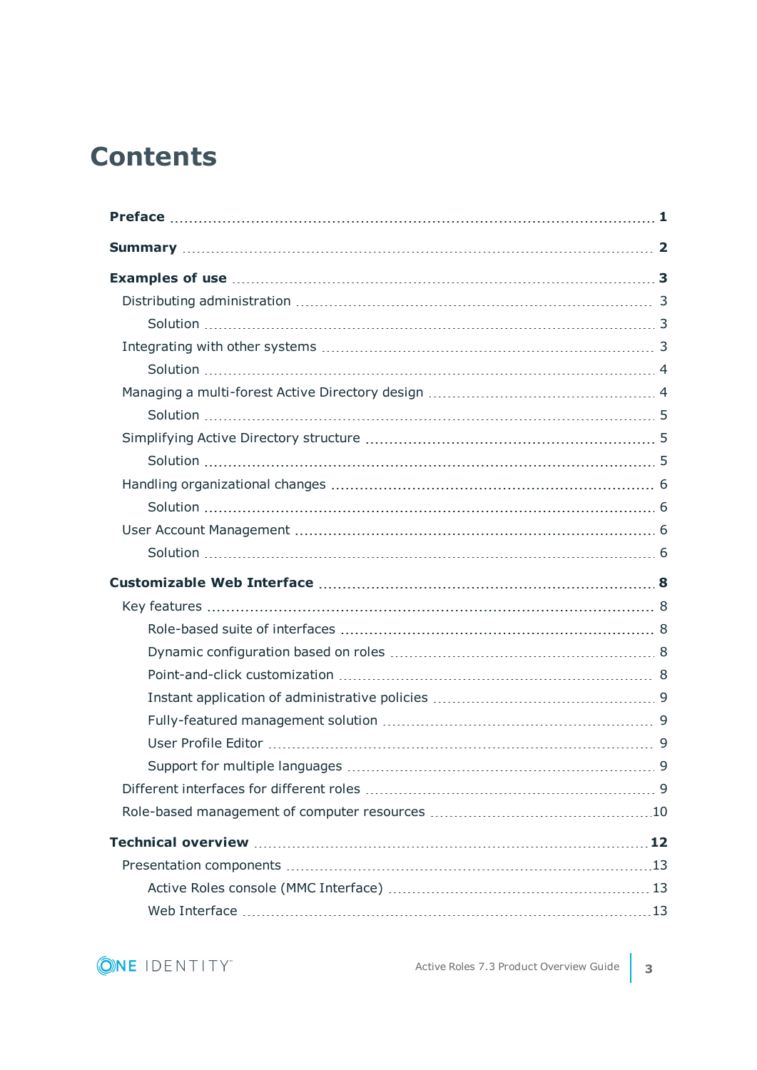# Contents

**Preface** ..... **1**

**Summary** ..... **2**

**Examples of use** ..... **3**

- Distributing administration ..... 3
  - Solution ..... 3
- Integrating with other systems ..... 3
  - Solution ..... 4
- Managing a multi-forest Active Directory design ..... 4
  - Solution ..... 5
- Simplifying Active Directory structure ..... 5
  - Solution ..... 5
- Handling organizational changes ..... 6
  - Solution ..... 6
- User Account Management ..... 6
  - Solution ..... 6

**Customizable Web Interface** ..... **8**

- Key features ..... 8
  - Role-based suite of interfaces ..... 8
  - Dynamic configuration based on roles ..... 8
  - Point-and-click customization ..... 8
  - Instant application of administrative policies ..... 9
  - Fully-featured management solution ..... 9
  - User Profile Editor ..... 9
  - Support for multiple languages ..... 9
- Different interfaces for different roles ..... 9
- Role-based management of computer resources ..... 10

**Technical overview** ..... **12**

- Presentation components ..... 13
  - Active Roles console (MMC Interface) ..... 13
  - Web Interface ..... 13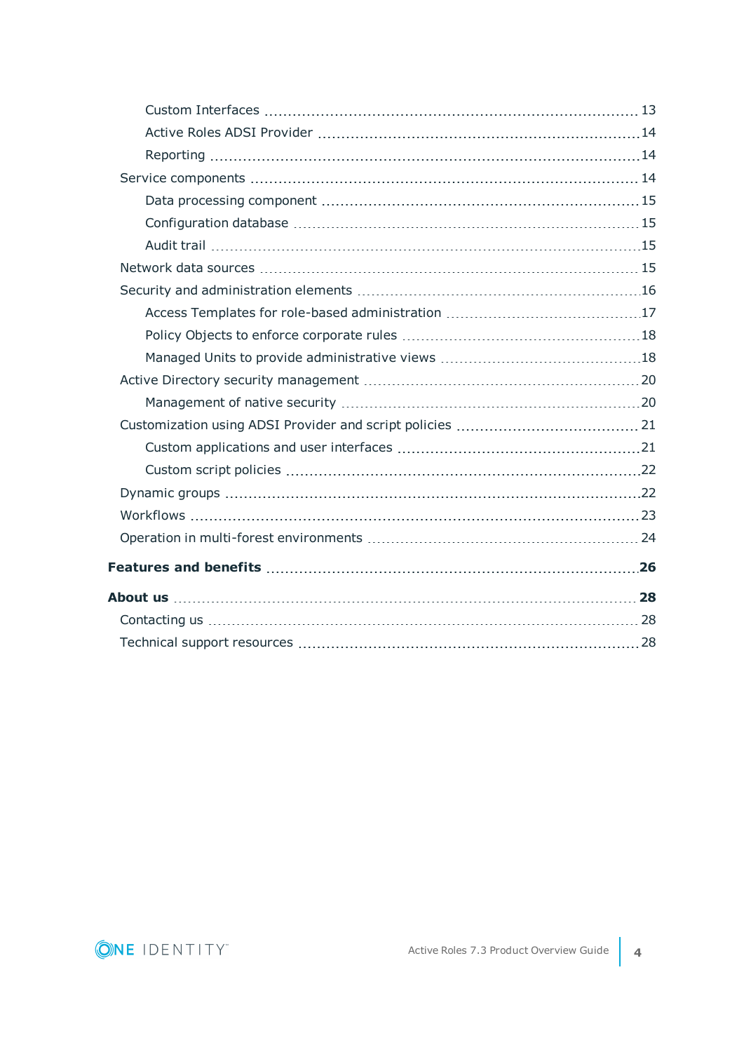- Custom Interfaces 13
- Active Roles ADSI Provider 14
- Reporting 14
- Service components 14
  - Data processing component 15
  - Configuration database 15
  - Audit trail 15
- Network data sources 15
- Security and administration elements 16
  - Access Templates for role-based administration 17
  - Policy Objects to enforce corporate rules 18
  - Managed Units to provide administrative views 18
- Active Directory security management 20
  - Management of native security 20
- Customization using ADSI Provider and script policies 21
  - Custom applications and user interfaces 21
  - Custom script policies 22
- Dynamic groups 22
- Workflows 23
- Operation in multi-forest environments 24

**Features and benefits 26**

**About us 28**

- Contacting us 28
- Technical support resources 28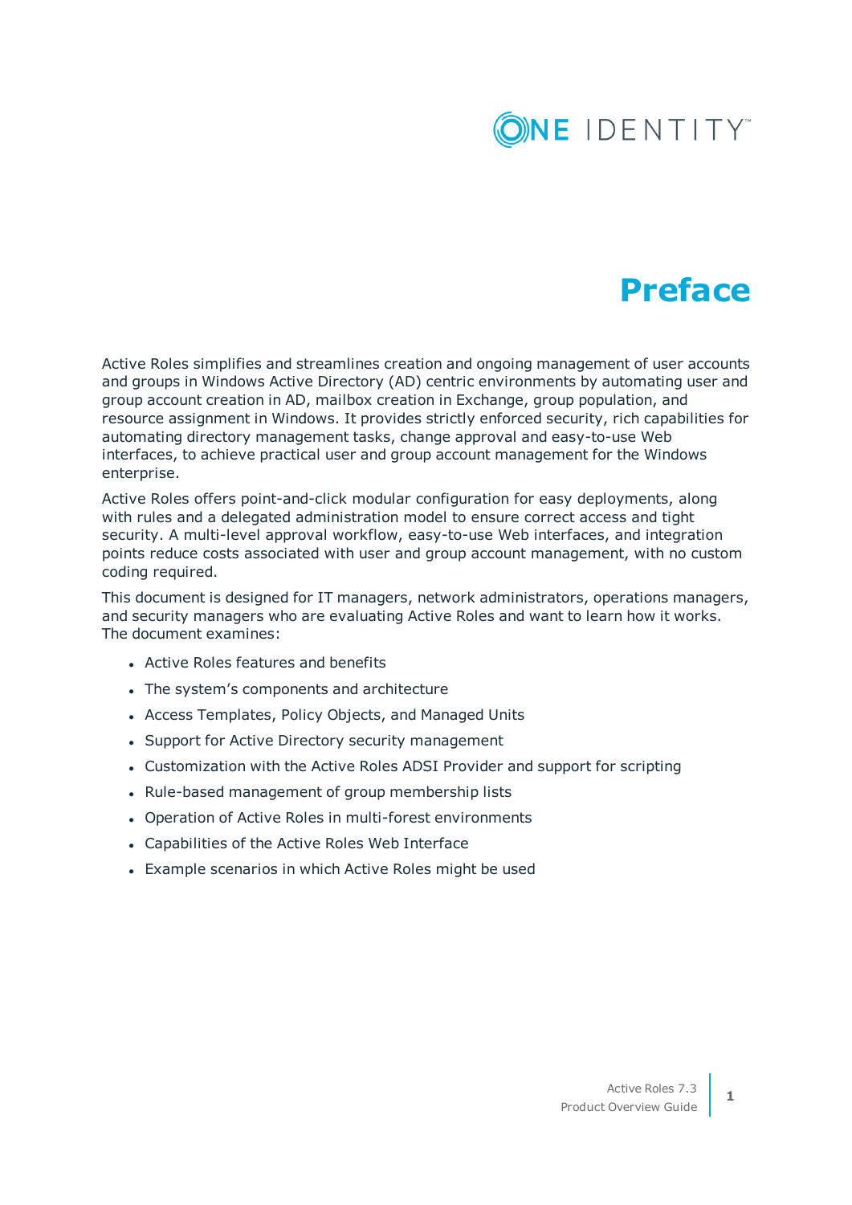# Preface

Active Roles simplifies and streamlines creation and ongoing management of user accounts and groups in Windows Active Directory (AD) centric environments by automating user and group account creation in AD, mailbox creation in Exchange, group population, and resource assignment in Windows. It provides strictly enforced security, rich capabilities for automating directory management tasks, change approval and easy-to-use Web interfaces, to achieve practical user and group account management for the Windows enterprise.

Active Roles offers point-and-click modular configuration for easy deployments, along with rules and a delegated administration model to ensure correct access and tight security. A multi-level approval workflow, easy-to-use Web interfaces, and integration points reduce costs associated with user and group account management, with no custom coding required.

This document is designed for IT managers, network administrators, operations managers, and security managers who are evaluating Active Roles and want to learn how it works. The document examines:

- Active Roles features and benefits
- The system's components and architecture
- Access Templates, Policy Objects, and Managed Units
- Support for Active Directory security management
- Customization with the Active Roles ADSI Provider and support for scripting
- Rule-based management of group membership lists
- Operation of Active Roles in multi-forest environments
- Capabilities of the Active Roles Web Interface
- Example scenarios in which Active Roles might be used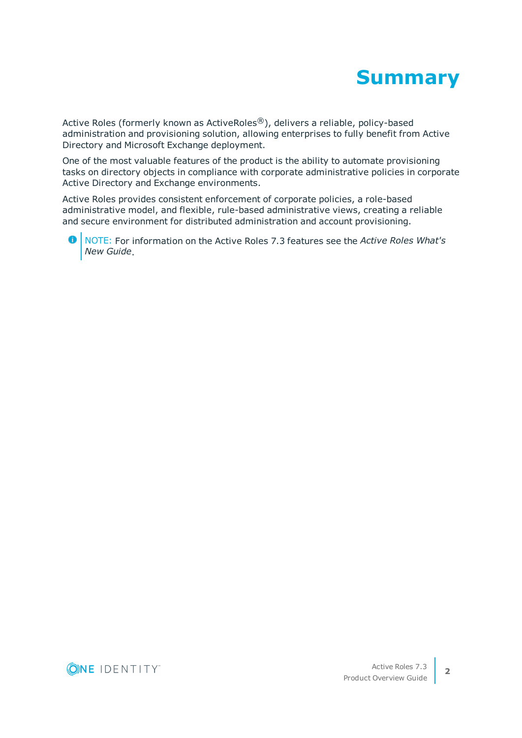# Summary

Active Roles (formerly known as ActiveRoles®), delivers a reliable, policy-based administration and provisioning solution, allowing enterprises to fully benefit from Active Directory and Microsoft Exchange deployment.

One of the most valuable features of the product is the ability to automate provisioning tasks on directory objects in compliance with corporate administrative policies in corporate Active Directory and Exchange environments.

Active Roles provides consistent enforcement of corporate policies, a role-based administrative model, and flexible, rule-based administrative views, creating a reliable and secure environment for distributed administration and account provisioning.

> NOTE: For information on the Active Roles 7.3 features see the *Active Roles What's New Guide*.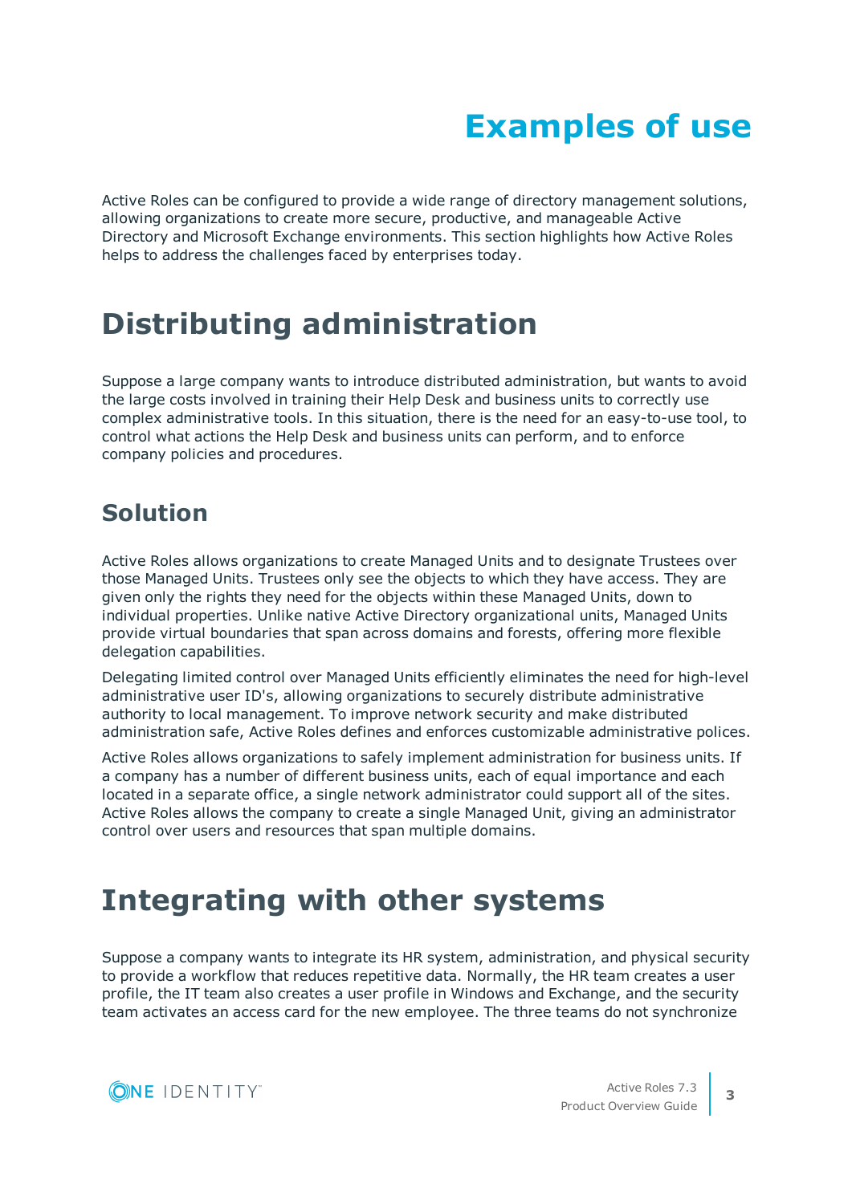# Examples of use

Active Roles can be configured to provide a wide range of directory management solutions, allowing organizations to create more secure, productive, and manageable Active Directory and Microsoft Exchange environments. This section highlights how Active Roles helps to address the challenges faced by enterprises today.

## Distributing administration

Suppose a large company wants to introduce distributed administration, but wants to avoid the large costs involved in training their Help Desk and business units to correctly use complex administrative tools. In this situation, there is the need for an easy-to-use tool, to control what actions the Help Desk and business units can perform, and to enforce company policies and procedures.

### Solution

Active Roles allows organizations to create Managed Units and to designate Trustees over those Managed Units. Trustees only see the objects to which they have access. They are given only the rights they need for the objects within these Managed Units, down to individual properties. Unlike native Active Directory organizational units, Managed Units provide virtual boundaries that span across domains and forests, offering more flexible delegation capabilities.

Delegating limited control over Managed Units efficiently eliminates the need for high-level administrative user ID's, allowing organizations to securely distribute administrative authority to local management. To improve network security and make distributed administration safe, Active Roles defines and enforces customizable administrative polices.

Active Roles allows organizations to safely implement administration for business units. If a company has a number of different business units, each of equal importance and each located in a separate office, a single network administrator could support all of the sites. Active Roles allows the company to create a single Managed Unit, giving an administrator control over users and resources that span multiple domains.

## Integrating with other systems

Suppose a company wants to integrate its HR system, administration, and physical security to provide a workflow that reduces repetitive data. Normally, the HR team creates a user profile, the IT team also creates a user profile in Windows and Exchange, and the security team activates an access card for the new employee. The three teams do not synchronize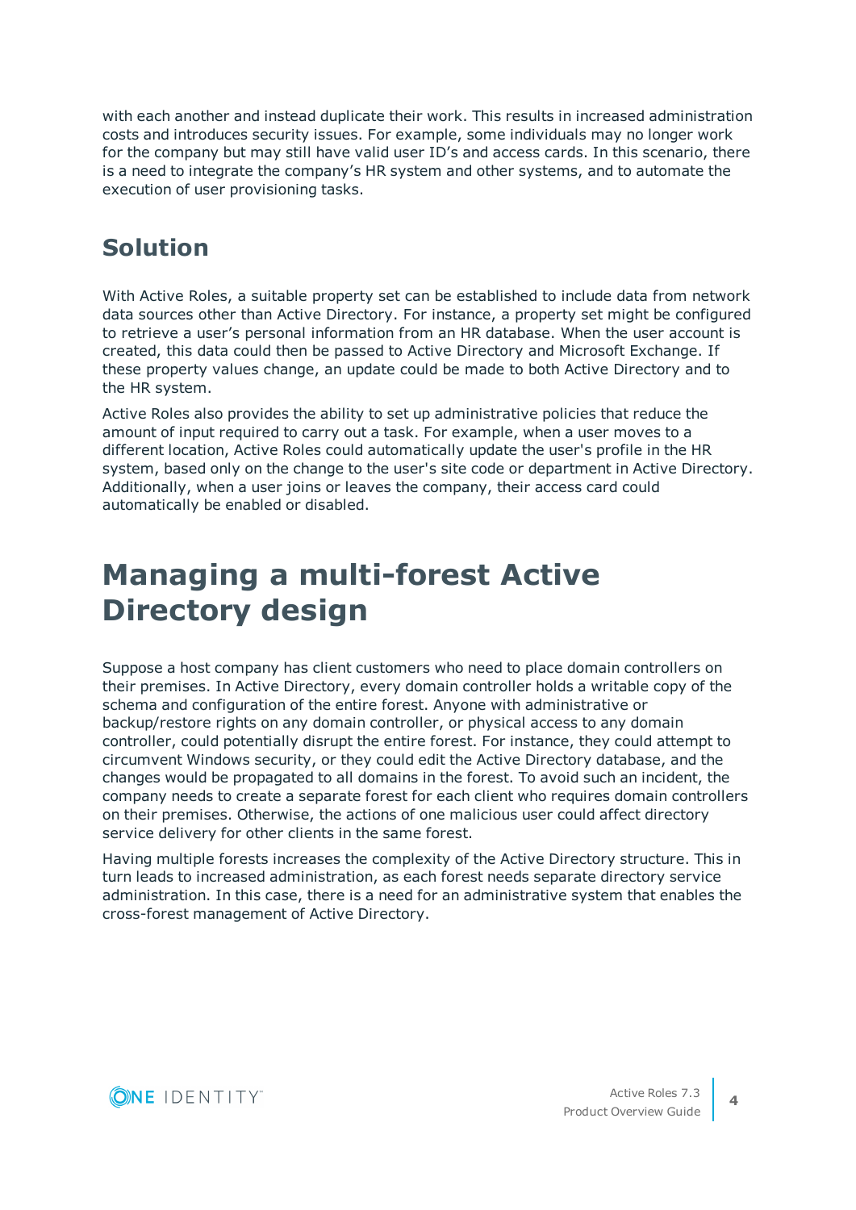with each another and instead duplicate their work. This results in increased administration costs and introduces security issues. For example, some individuals may no longer work for the company but may still have valid user ID's and access cards. In this scenario, there is a need to integrate the company's HR system and other systems, and to automate the execution of user provisioning tasks.

## Solution

With Active Roles, a suitable property set can be established to include data from network data sources other than Active Directory. For instance, a property set might be configured to retrieve a user's personal information from an HR database. When the user account is created, this data could then be passed to Active Directory and Microsoft Exchange. If these property values change, an update could be made to both Active Directory and to the HR system.

Active Roles also provides the ability to set up administrative policies that reduce the amount of input required to carry out a task. For example, when a user moves to a different location, Active Roles could automatically update the user's profile in the HR system, based only on the change to the user's site code or department in Active Directory. Additionally, when a user joins or leaves the company, their access card could automatically be enabled or disabled.

# Managing a multi-forest Active Directory design

Suppose a host company has client customers who need to place domain controllers on their premises. In Active Directory, every domain controller holds a writable copy of the schema and configuration of the entire forest. Anyone with administrative or backup/restore rights on any domain controller, or physical access to any domain controller, could potentially disrupt the entire forest. For instance, they could attempt to circumvent Windows security, or they could edit the Active Directory database, and the changes would be propagated to all domains in the forest. To avoid such an incident, the company needs to create a separate forest for each client who requires domain controllers on their premises. Otherwise, the actions of one malicious user could affect directory service delivery for other clients in the same forest.

Having multiple forests increases the complexity of the Active Directory structure. This in turn leads to increased administration, as each forest needs separate directory service administration. In this case, there is a need for an administrative system that enables the cross-forest management of Active Directory.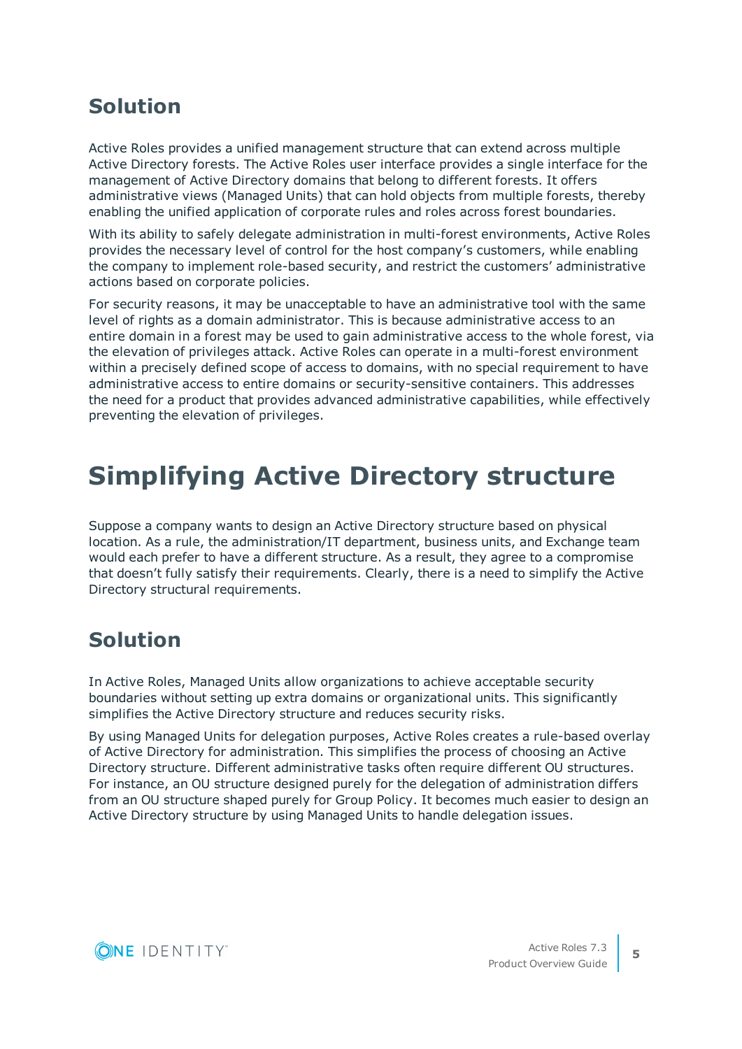## Solution

Active Roles provides a unified management structure that can extend across multiple Active Directory forests. The Active Roles user interface provides a single interface for the management of Active Directory domains that belong to different forests. It offers administrative views (Managed Units) that can hold objects from multiple forests, thereby enabling the unified application of corporate rules and roles across forest boundaries.

With its ability to safely delegate administration in multi-forest environments, Active Roles provides the necessary level of control for the host company's customers, while enabling the company to implement role-based security, and restrict the customers' administrative actions based on corporate policies.

For security reasons, it may be unacceptable to have an administrative tool with the same level of rights as a domain administrator. This is because administrative access to an entire domain in a forest may be used to gain administrative access to the whole forest, via the elevation of privileges attack. Active Roles can operate in a multi-forest environment within a precisely defined scope of access to domains, with no special requirement to have administrative access to entire domains or security-sensitive containers. This addresses the need for a product that provides advanced administrative capabilities, while effectively preventing the elevation of privileges.

# Simplifying Active Directory structure

Suppose a company wants to design an Active Directory structure based on physical location. As a rule, the administration/IT department, business units, and Exchange team would each prefer to have a different structure. As a result, they agree to a compromise that doesn't fully satisfy their requirements. Clearly, there is a need to simplify the Active Directory structural requirements.

## Solution

In Active Roles, Managed Units allow organizations to achieve acceptable security boundaries without setting up extra domains or organizational units. This significantly simplifies the Active Directory structure and reduces security risks.

By using Managed Units for delegation purposes, Active Roles creates a rule-based overlay of Active Directory for administration. This simplifies the process of choosing an Active Directory structure. Different administrative tasks often require different OU structures. For instance, an OU structure designed purely for the delegation of administration differs from an OU structure shaped purely for Group Policy. It becomes much easier to design an Active Directory structure by using Managed Units to handle delegation issues.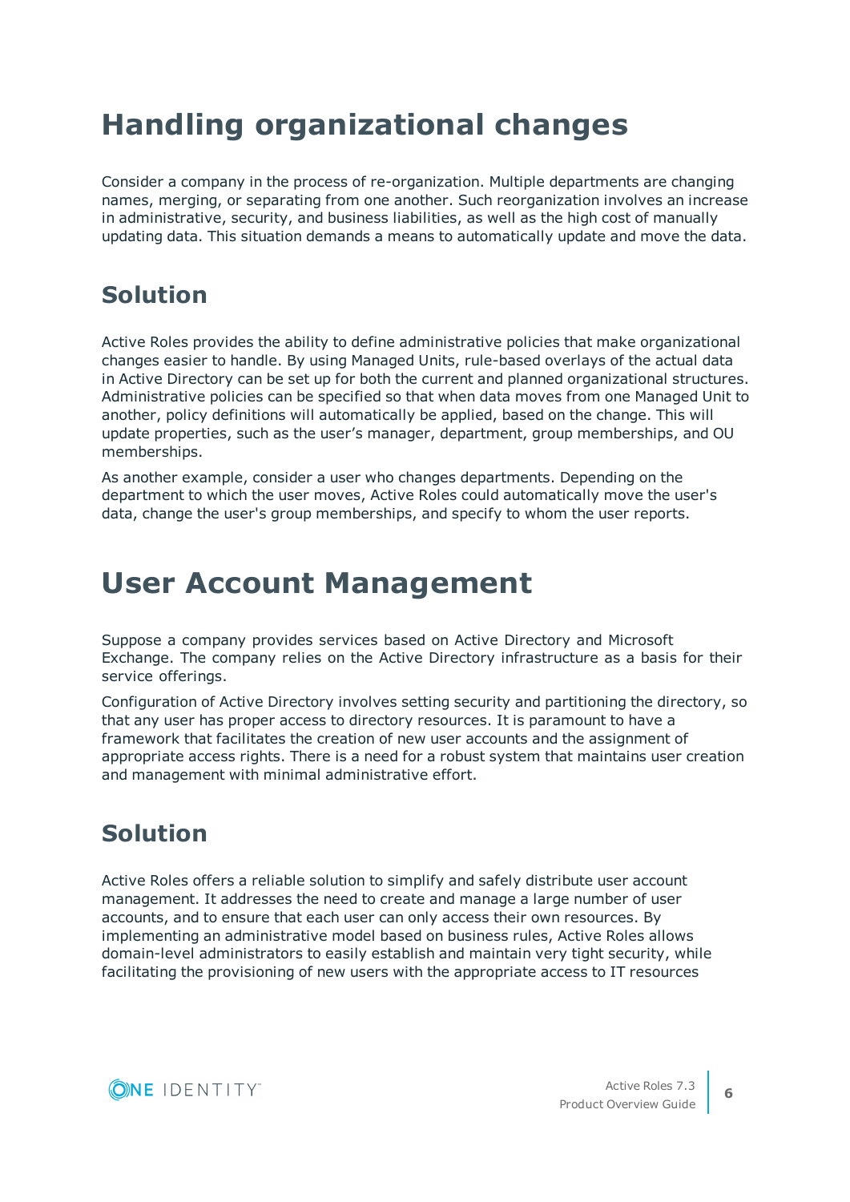# Handling organizational changes

Consider a company in the process of re-organization. Multiple departments are changing names, merging, or separating from one another. Such reorganization involves an increase in administrative, security, and business liabilities, as well as the high cost of manually updating data. This situation demands a means to automatically update and move the data.

## Solution

Active Roles provides the ability to define administrative policies that make organizational changes easier to handle. By using Managed Units, rule-based overlays of the actual data in Active Directory can be set up for both the current and planned organizational structures. Administrative policies can be specified so that when data moves from one Managed Unit to another, policy definitions will automatically be applied, based on the change. This will update properties, such as the user’s manager, department, group memberships, and OU memberships.

As another example, consider a user who changes departments. Depending on the department to which the user moves, Active Roles could automatically move the user's data, change the user's group memberships, and specify to whom the user reports.

# User Account Management

Suppose a company provides services based on Active Directory and Microsoft Exchange. The company relies on the Active Directory infrastructure as a basis for their service offerings.

Configuration of Active Directory involves setting security and partitioning the directory, so that any user has proper access to directory resources. It is paramount to have a framework that facilitates the creation of new user accounts and the assignment of appropriate access rights. There is a need for a robust system that maintains user creation and management with minimal administrative effort.

## Solution

Active Roles offers a reliable solution to simplify and safely distribute user account management. It addresses the need to create and manage a large number of user accounts, and to ensure that each user can only access their own resources. By implementing an administrative model based on business rules, Active Roles allows domain-level administrators to easily establish and maintain very tight security, while facilitating the provisioning of new users with the appropriate access to IT resources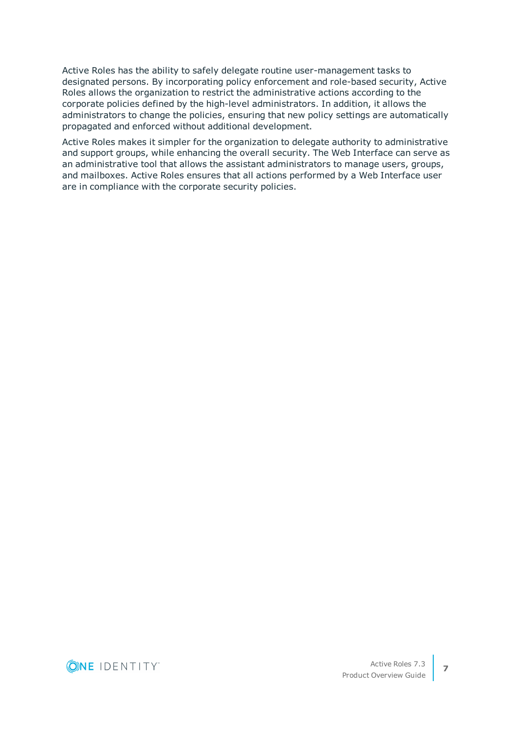Active Roles has the ability to safely delegate routine user-management tasks to designated persons. By incorporating policy enforcement and role-based security, Active Roles allows the organization to restrict the administrative actions according to the corporate policies defined by the high-level administrators. In addition, it allows the administrators to change the policies, ensuring that new policy settings are automatically propagated and enforced without additional development.

Active Roles makes it simpler for the organization to delegate authority to administrative and support groups, while enhancing the overall security. The Web Interface can serve as an administrative tool that allows the assistant administrators to manage users, groups, and mailboxes. Active Roles ensures that all actions performed by a Web Interface user are in compliance with the corporate security policies.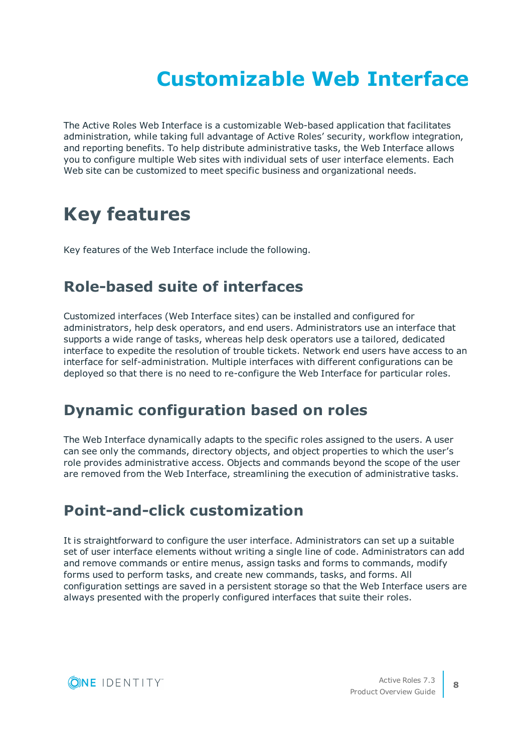# Customizable Web Interface

The Active Roles Web Interface is a customizable Web-based application that facilitates administration, while taking full advantage of Active Roles' security, workflow integration, and reporting benefits. To help distribute administrative tasks, the Web Interface allows you to configure multiple Web sites with individual sets of user interface elements. Each Web site can be customized to meet specific business and organizational needs.

## Key features

Key features of the Web Interface include the following.

### Role-based suite of interfaces

Customized interfaces (Web Interface sites) can be installed and configured for administrators, help desk operators, and end users. Administrators use an interface that supports a wide range of tasks, whereas help desk operators use a tailored, dedicated interface to expedite the resolution of trouble tickets. Network end users have access to an interface for self-administration. Multiple interfaces with different configurations can be deployed so that there is no need to re-configure the Web Interface for particular roles.

### Dynamic configuration based on roles

The Web Interface dynamically adapts to the specific roles assigned to the users. A user can see only the commands, directory objects, and object properties to which the user's role provides administrative access. Objects and commands beyond the scope of the user are removed from the Web Interface, streamlining the execution of administrative tasks.

### Point-and-click customization

It is straightforward to configure the user interface. Administrators can set up a suitable set of user interface elements without writing a single line of code. Administrators can add and remove commands or entire menus, assign tasks and forms to commands, modify forms used to perform tasks, and create new commands, tasks, and forms. All configuration settings are saved in a persistent storage so that the Web Interface users are always presented with the properly configured interfaces that suite their roles.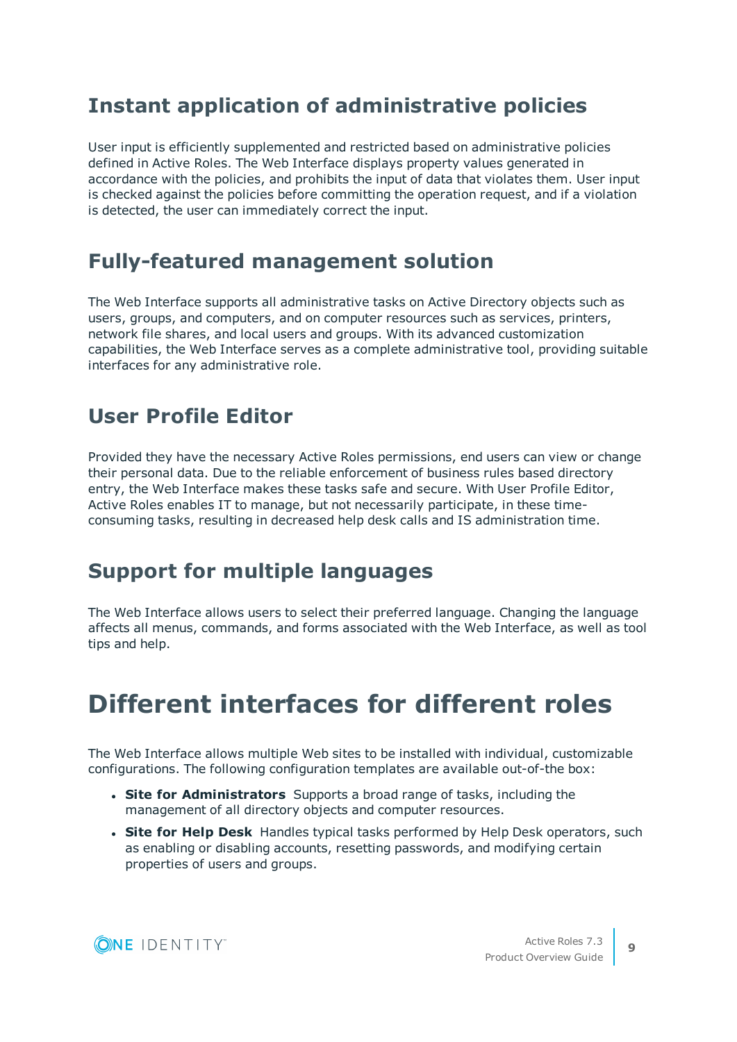## Instant application of administrative policies

User input is efficiently supplemented and restricted based on administrative policies defined in Active Roles. The Web Interface displays property values generated in accordance with the policies, and prohibits the input of data that violates them. User input is checked against the policies before committing the operation request, and if a violation is detected, the user can immediately correct the input.

## Fully-featured management solution

The Web Interface supports all administrative tasks on Active Directory objects such as users, groups, and computers, and on computer resources such as services, printers, network file shares, and local users and groups. With its advanced customization capabilities, the Web Interface serves as a complete administrative tool, providing suitable interfaces for any administrative role.

## User Profile Editor

Provided they have the necessary Active Roles permissions, end users can view or change their personal data. Due to the reliable enforcement of business rules based directory entry, the Web Interface makes these tasks safe and secure. With User Profile Editor, Active Roles enables IT to manage, but not necessarily participate, in these time-consuming tasks, resulting in decreased help desk calls and IS administration time.

## Support for multiple languages

The Web Interface allows users to select their preferred language. Changing the language affects all menus, commands, and forms associated with the Web Interface, as well as tool tips and help.

# Different interfaces for different roles

The Web Interface allows multiple Web sites to be installed with individual, customizable configurations. The following configuration templates are available out-of-the box:

- **Site for Administrators** Supports a broad range of tasks, including the management of all directory objects and computer resources.
- **Site for Help Desk** Handles typical tasks performed by Help Desk operators, such as enabling or disabling accounts, resetting passwords, and modifying certain properties of users and groups.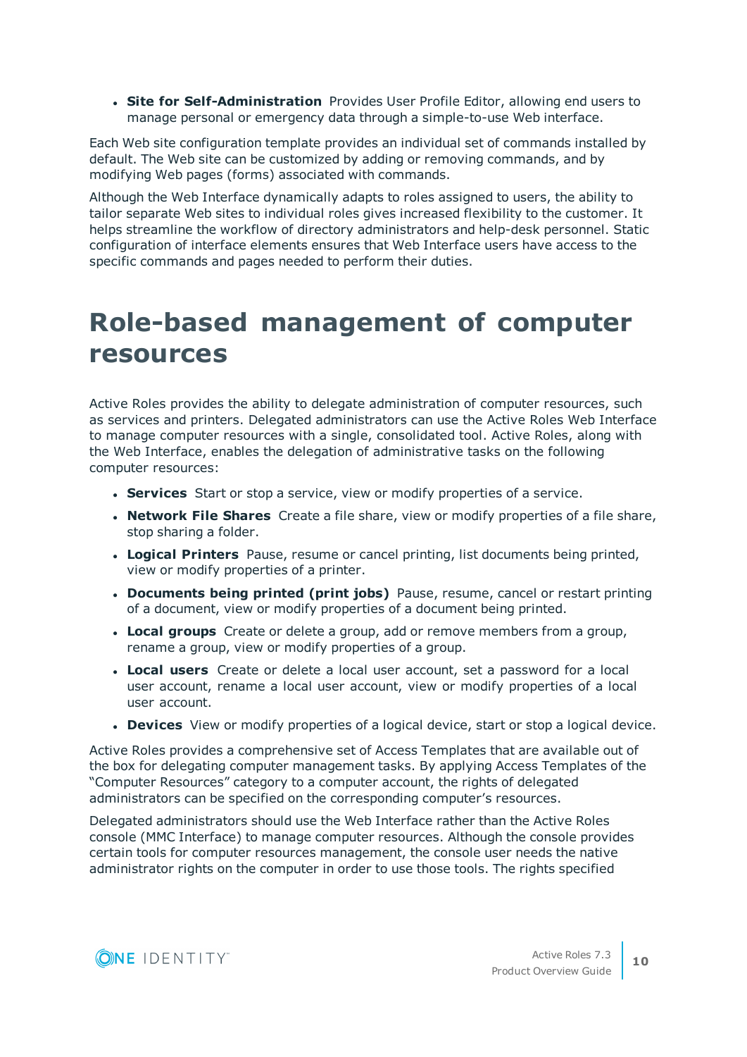- **Site for Self-Administration** Provides User Profile Editor, allowing end users to manage personal or emergency data through a simple-to-use Web interface.

Each Web site configuration template provides an individual set of commands installed by default. The Web site can be customized by adding or removing commands, and by modifying Web pages (forms) associated with commands.

Although the Web Interface dynamically adapts to roles assigned to users, the ability to tailor separate Web sites to individual roles gives increased flexibility to the customer. It helps streamline the workflow of directory administrators and help-desk personnel. Static configuration of interface elements ensures that Web Interface users have access to the specific commands and pages needed to perform their duties.

# Role-based management of computer resources

Active Roles provides the ability to delegate administration of computer resources, such as services and printers. Delegated administrators can use the Active Roles Web Interface to manage computer resources with a single, consolidated tool. Active Roles, along with the Web Interface, enables the delegation of administrative tasks on the following computer resources:

- **Services** Start or stop a service, view or modify properties of a service.
- **Network File Shares** Create a file share, view or modify properties of a file share, stop sharing a folder.
- **Logical Printers** Pause, resume or cancel printing, list documents being printed, view or modify properties of a printer.
- **Documents being printed (print jobs)** Pause, resume, cancel or restart printing of a document, view or modify properties of a document being printed.
- **Local groups** Create or delete a group, add or remove members from a group, rename a group, view or modify properties of a group.
- **Local users** Create or delete a local user account, set a password for a local user account, rename a local user account, view or modify properties of a local user account.
- **Devices** View or modify properties of a logical device, start or stop a logical device.

Active Roles provides a comprehensive set of Access Templates that are available out of the box for delegating computer management tasks. By applying Access Templates of the "Computer Resources" category to a computer account, the rights of delegated administrators can be specified on the corresponding computer's resources.

Delegated administrators should use the Web Interface rather than the Active Roles console (MMC Interface) to manage computer resources. Although the console provides certain tools for computer resources management, the console user needs the native administrator rights on the computer in order to use those tools. The rights specified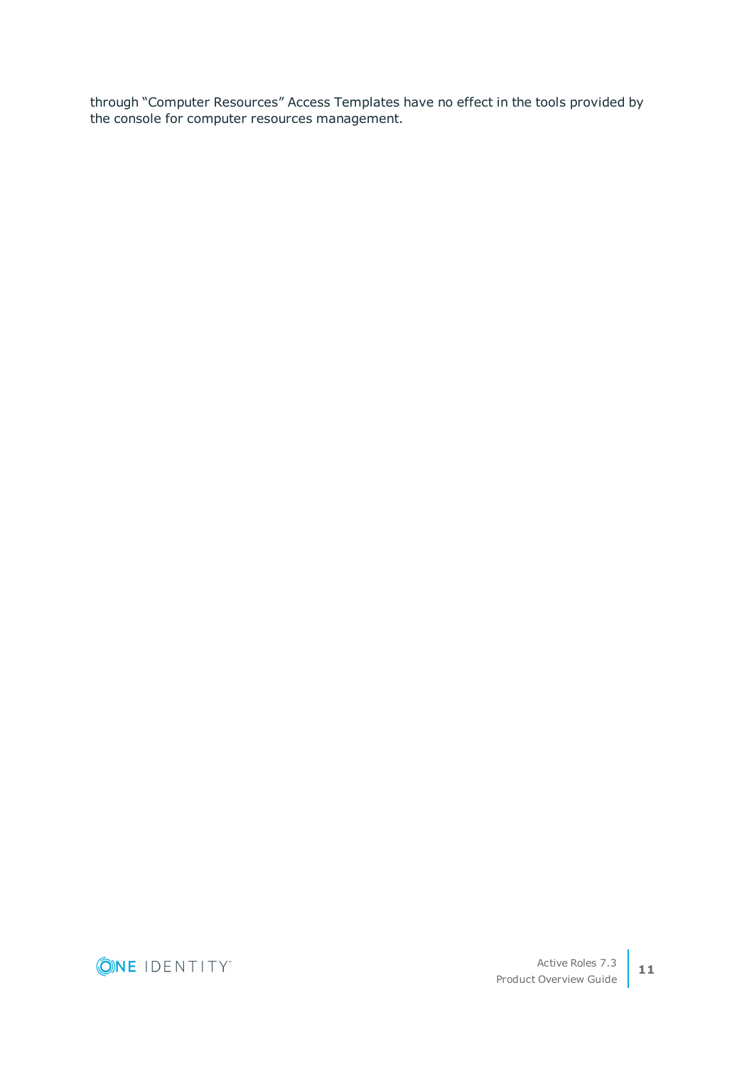through “Computer Resources” Access Templates have no effect in the tools provided by the console for computer resources management.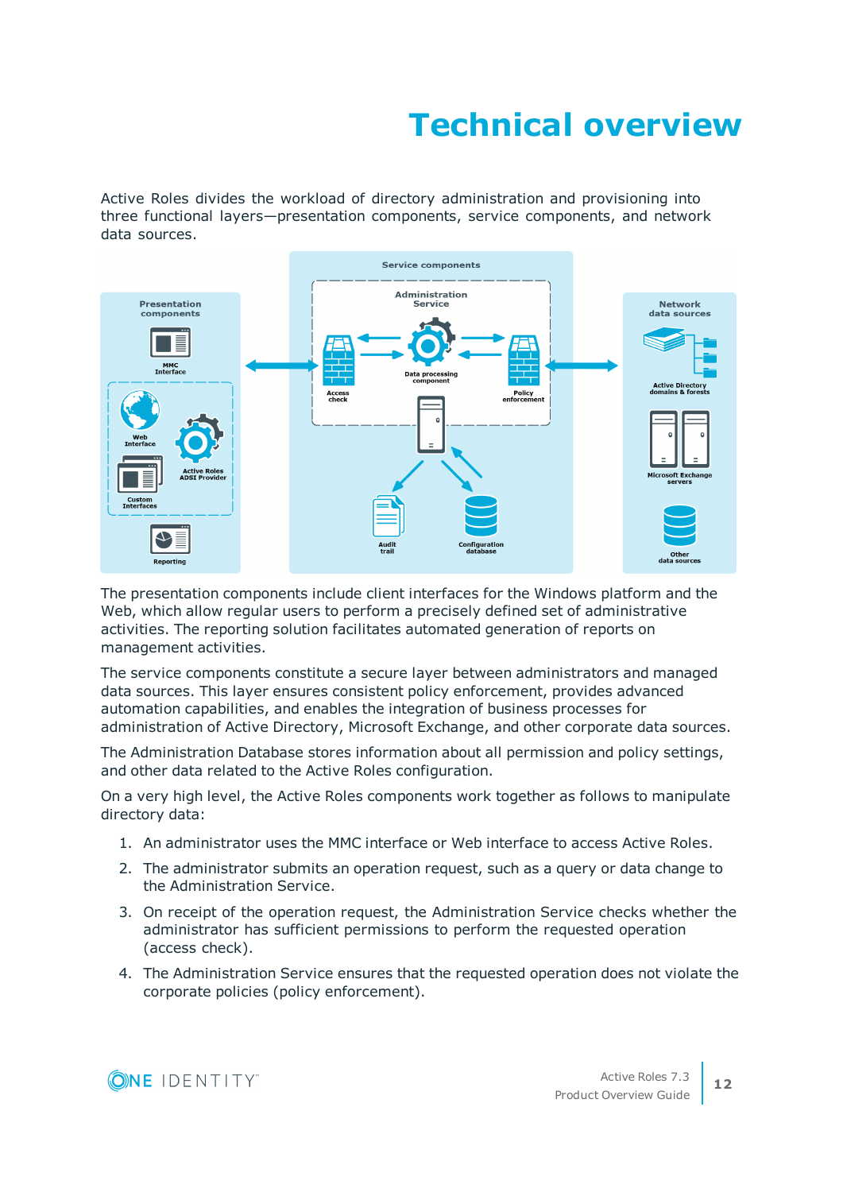# Technical overview

Active Roles divides the workload of directory administration and provisioning into three functional layers—presentation components, service components, and network data sources.

The presentation components include client interfaces for the Windows platform and the Web, which allow regular users to perform a precisely defined set of administrative activities. The reporting solution facilitates automated generation of reports on management activities.

The service components constitute a secure layer between administrators and managed data sources. This layer ensures consistent policy enforcement, provides advanced automation capabilities, and enables the integration of business processes for administration of Active Directory, Microsoft Exchange, and other corporate data sources.

The Administration Database stores information about all permission and policy settings, and other data related to the Active Roles configuration.

On a very high level, the Active Roles components work together as follows to manipulate directory data:

1. An administrator uses the MMC interface or Web interface to access Active Roles.
2. The administrator submits an operation request, such as a query or data change to the Administration Service.
3. On receipt of the operation request, the Administration Service checks whether the administrator has sufficient permissions to perform the requested operation (access check).
4. The Administration Service ensures that the requested operation does not violate the corporate policies (policy enforcement).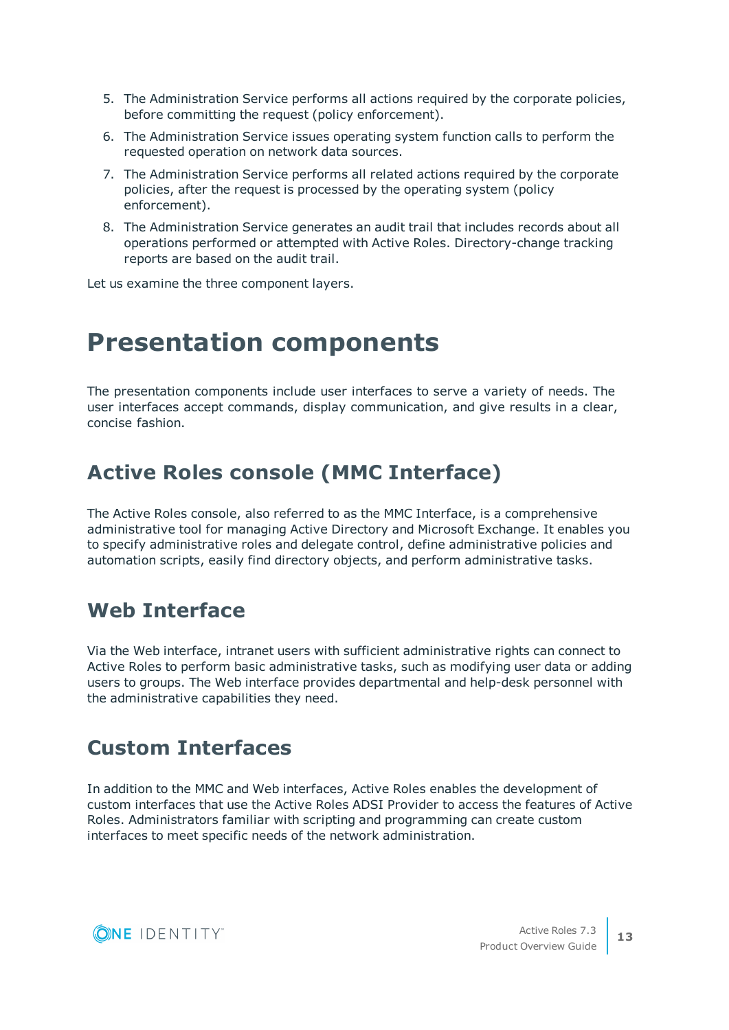5. The Administration Service performs all actions required by the corporate policies, before committing the request (policy enforcement).
6. The Administration Service issues operating system function calls to perform the requested operation on network data sources.
7. The Administration Service performs all related actions required by the corporate policies, after the request is processed by the operating system (policy enforcement).
8. The Administration Service generates an audit trail that includes records about all operations performed or attempted with Active Roles. Directory-change tracking reports are based on the audit trail.

Let us examine the three component layers.

# Presentation components

The presentation components include user interfaces to serve a variety of needs. The user interfaces accept commands, display communication, and give results in a clear, concise fashion.

## Active Roles console (MMC Interface)

The Active Roles console, also referred to as the MMC Interface, is a comprehensive administrative tool for managing Active Directory and Microsoft Exchange. It enables you to specify administrative roles and delegate control, define administrative policies and automation scripts, easily find directory objects, and perform administrative tasks.

## Web Interface

Via the Web interface, intranet users with sufficient administrative rights can connect to Active Roles to perform basic administrative tasks, such as modifying user data or adding users to groups. The Web interface provides departmental and help-desk personnel with the administrative capabilities they need.

## Custom Interfaces

In addition to the MMC and Web interfaces, Active Roles enables the development of custom interfaces that use the Active Roles ADSI Provider to access the features of Active Roles. Administrators familiar with scripting and programming can create custom interfaces to meet specific needs of the network administration.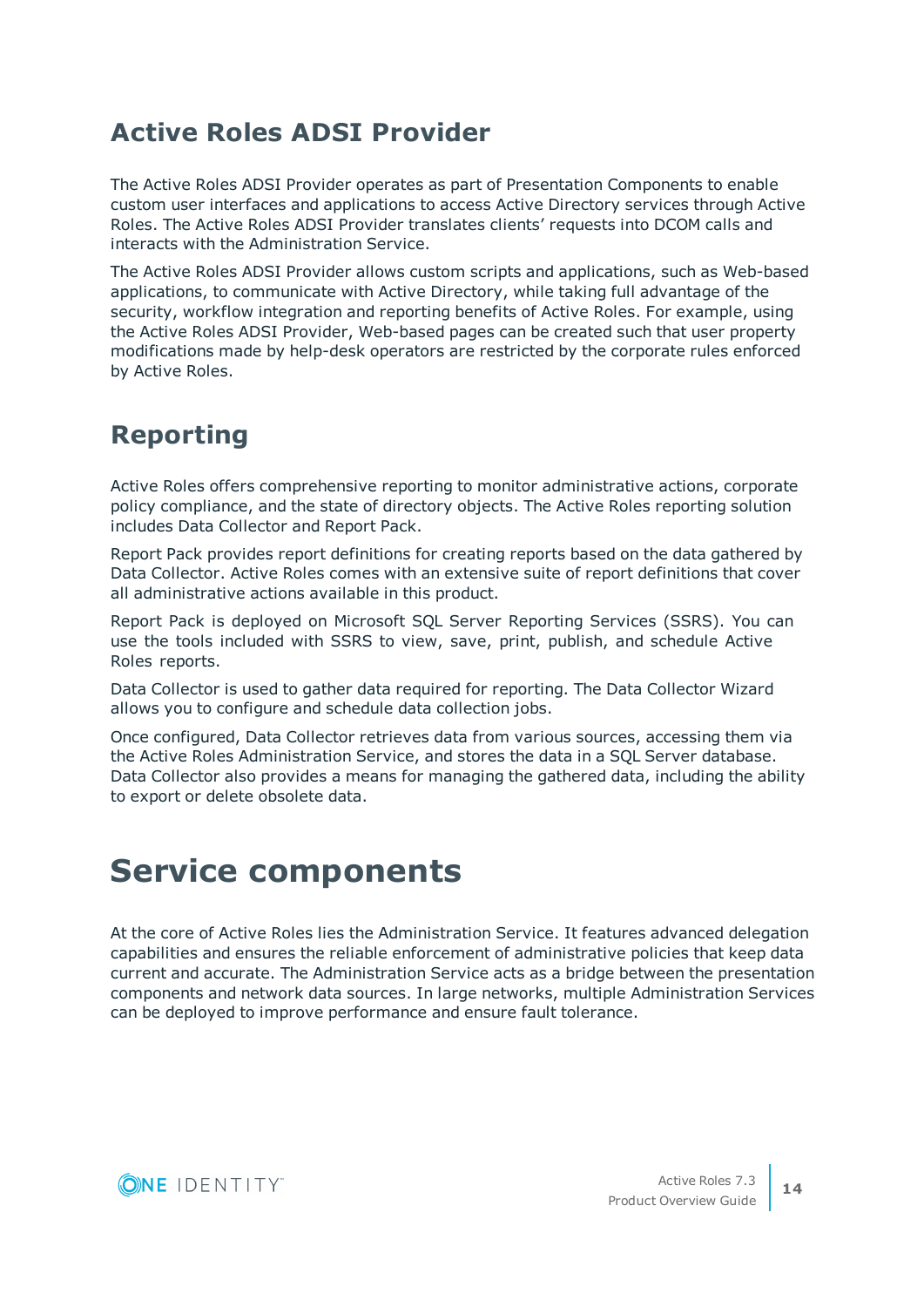## Active Roles ADSI Provider

The Active Roles ADSI Provider operates as part of Presentation Components to enable custom user interfaces and applications to access Active Directory services through Active Roles. The Active Roles ADSI Provider translates clients' requests into DCOM calls and interacts with the Administration Service.

The Active Roles ADSI Provider allows custom scripts and applications, such as Web-based applications, to communicate with Active Directory, while taking full advantage of the security, workflow integration and reporting benefits of Active Roles. For example, using the Active Roles ADSI Provider, Web-based pages can be created such that user property modifications made by help-desk operators are restricted by the corporate rules enforced by Active Roles.

## Reporting

Active Roles offers comprehensive reporting to monitor administrative actions, corporate policy compliance, and the state of directory objects. The Active Roles reporting solution includes Data Collector and Report Pack.

Report Pack provides report definitions for creating reports based on the data gathered by Data Collector. Active Roles comes with an extensive suite of report definitions that cover all administrative actions available in this product.

Report Pack is deployed on Microsoft SQL Server Reporting Services (SSRS). You can use the tools included with SSRS to view, save, print, publish, and schedule Active Roles reports.

Data Collector is used to gather data required for reporting. The Data Collector Wizard allows you to configure and schedule data collection jobs.

Once configured, Data Collector retrieves data from various sources, accessing them via the Active Roles Administration Service, and stores the data in a SQL Server database. Data Collector also provides a means for managing the gathered data, including the ability to export or delete obsolete data.

# Service components

At the core of Active Roles lies the Administration Service. It features advanced delegation capabilities and ensures the reliable enforcement of administrative policies that keep data current and accurate. The Administration Service acts as a bridge between the presentation components and network data sources. In large networks, multiple Administration Services can be deployed to improve performance and ensure fault tolerance.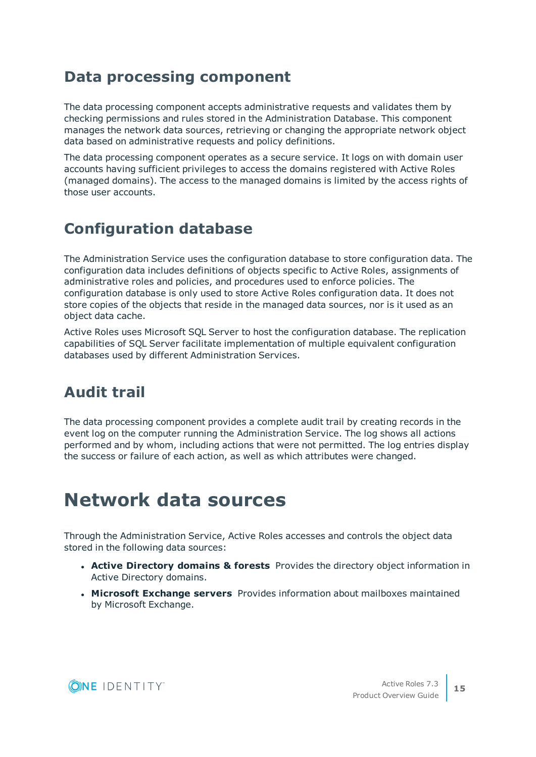## Data processing component

The data processing component accepts administrative requests and validates them by checking permissions and rules stored in the Administration Database. This component manages the network data sources, retrieving or changing the appropriate network object data based on administrative requests and policy definitions.

The data processing component operates as a secure service. It logs on with domain user accounts having sufficient privileges to access the domains registered with Active Roles (managed domains). The access to the managed domains is limited by the access rights of those user accounts.

## Configuration database

The Administration Service uses the configuration database to store configuration data. The configuration data includes definitions of objects specific to Active Roles, assignments of administrative roles and policies, and procedures used to enforce policies. The configuration database is only used to store Active Roles configuration data. It does not store copies of the objects that reside in the managed data sources, nor is it used as an object data cache.

Active Roles uses Microsoft SQL Server to host the configuration database. The replication capabilities of SQL Server facilitate implementation of multiple equivalent configuration databases used by different Administration Services.

## Audit trail

The data processing component provides a complete audit trail by creating records in the event log on the computer running the Administration Service. The log shows all actions performed and by whom, including actions that were not permitted. The log entries display the success or failure of each action, as well as which attributes were changed.

# Network data sources

Through the Administration Service, Active Roles accesses and controls the object data stored in the following data sources:

- **Active Directory domains & forests** Provides the directory object information in Active Directory domains.
- **Microsoft Exchange servers** Provides information about mailboxes maintained by Microsoft Exchange.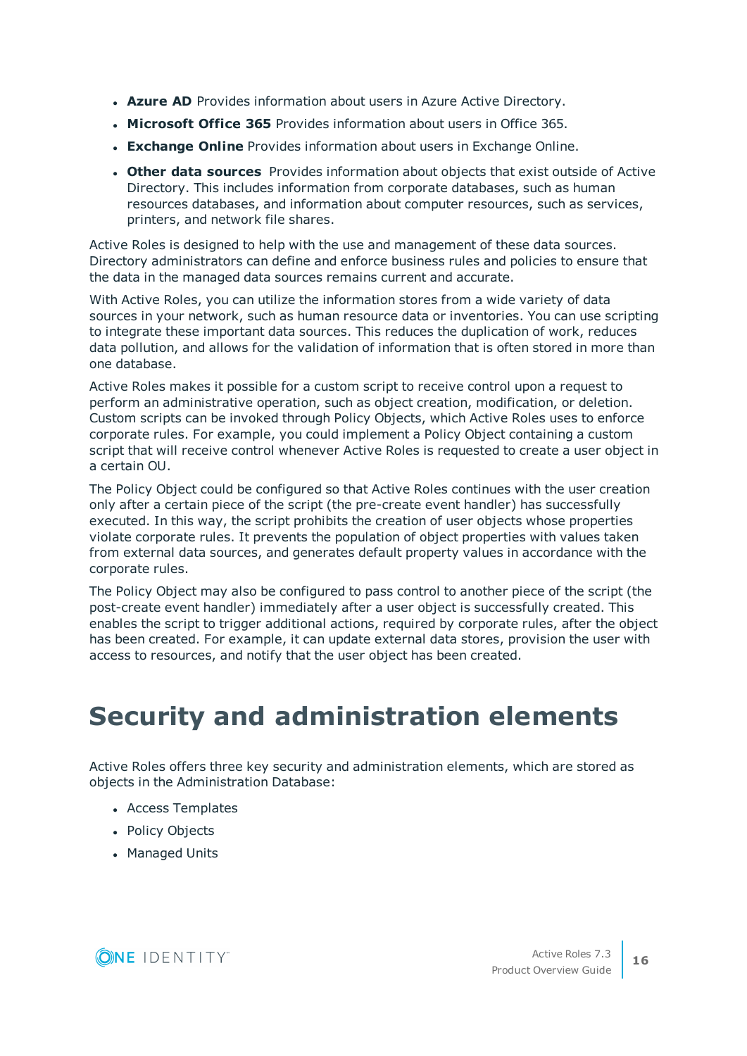- **Azure AD** Provides information about users in Azure Active Directory.
- **Microsoft Office 365** Provides information about users in Office 365.
- **Exchange Online** Provides information about users in Exchange Online.
- **Other data sources** Provides information about objects that exist outside of Active Directory. This includes information from corporate databases, such as human resources databases, and information about computer resources, such as services, printers, and network file shares.

Active Roles is designed to help with the use and management of these data sources. Directory administrators can define and enforce business rules and policies to ensure that the data in the managed data sources remains current and accurate.

With Active Roles, you can utilize the information stores from a wide variety of data sources in your network, such as human resource data or inventories. You can use scripting to integrate these important data sources. This reduces the duplication of work, reduces data pollution, and allows for the validation of information that is often stored in more than one database.

Active Roles makes it possible for a custom script to receive control upon a request to perform an administrative operation, such as object creation, modification, or deletion. Custom scripts can be invoked through Policy Objects, which Active Roles uses to enforce corporate rules. For example, you could implement a Policy Object containing a custom script that will receive control whenever Active Roles is requested to create a user object in a certain OU.

The Policy Object could be configured so that Active Roles continues with the user creation only after a certain piece of the script (the pre-create event handler) has successfully executed. In this way, the script prohibits the creation of user objects whose properties violate corporate rules. It prevents the population of object properties with values taken from external data sources, and generates default property values in accordance with the corporate rules.

The Policy Object may also be configured to pass control to another piece of the script (the post-create event handler) immediately after a user object is successfully created. This enables the script to trigger additional actions, required by corporate rules, after the object has been created. For example, it can update external data stores, provision the user with access to resources, and notify that the user object has been created.

# Security and administration elements

Active Roles offers three key security and administration elements, which are stored as objects in the Administration Database:

- Access Templates
- Policy Objects
- Managed Units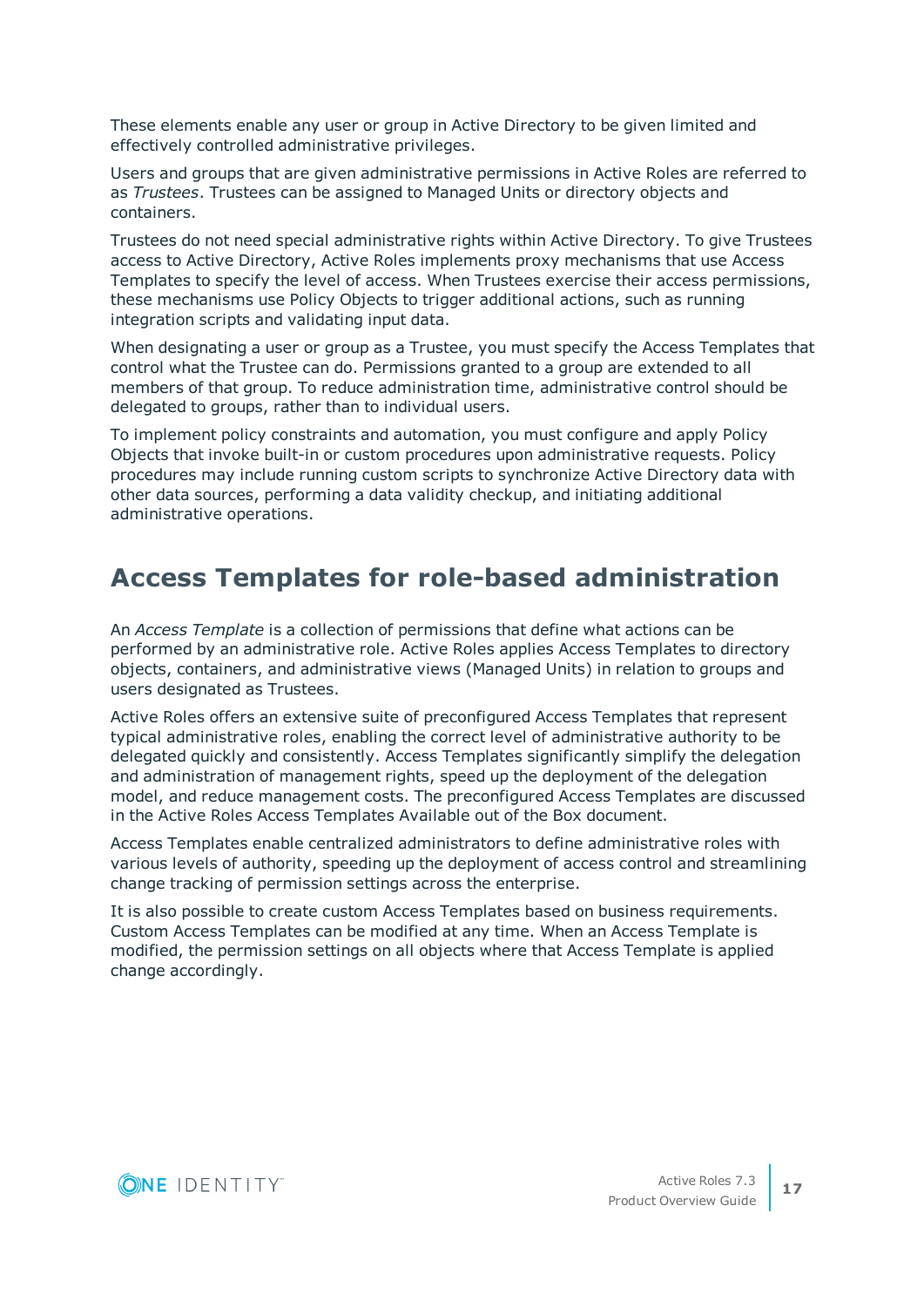These elements enable any user or group in Active Directory to be given limited and effectively controlled administrative privileges.

Users and groups that are given administrative permissions in Active Roles are referred to as *Trustees*. Trustees can be assigned to Managed Units or directory objects and containers.

Trustees do not need special administrative rights within Active Directory. To give Trustees access to Active Directory, Active Roles implements proxy mechanisms that use Access Templates to specify the level of access. When Trustees exercise their access permissions, these mechanisms use Policy Objects to trigger additional actions, such as running integration scripts and validating input data.

When designating a user or group as a Trustee, you must specify the Access Templates that control what the Trustee can do. Permissions granted to a group are extended to all members of that group. To reduce administration time, administrative control should be delegated to groups, rather than to individual users.

To implement policy constraints and automation, you must configure and apply Policy Objects that invoke built-in or custom procedures upon administrative requests. Policy procedures may include running custom scripts to synchronize Active Directory data with other data sources, performing a data validity checkup, and initiating additional administrative operations.

## Access Templates for role-based administration

An *Access Template* is a collection of permissions that define what actions can be performed by an administrative role. Active Roles applies Access Templates to directory objects, containers, and administrative views (Managed Units) in relation to groups and users designated as Trustees.

Active Roles offers an extensive suite of preconfigured Access Templates that represent typical administrative roles, enabling the correct level of administrative authority to be delegated quickly and consistently. Access Templates significantly simplify the delegation and administration of management rights, speed up the deployment of the delegation model, and reduce management costs. The preconfigured Access Templates are discussed in the Active Roles Access Templates Available out of the Box document.

Access Templates enable centralized administrators to define administrative roles with various levels of authority, speeding up the deployment of access control and streamlining change tracking of permission settings across the enterprise.

It is also possible to create custom Access Templates based on business requirements. Custom Access Templates can be modified at any time. When an Access Template is modified, the permission settings on all objects where that Access Template is applied change accordingly.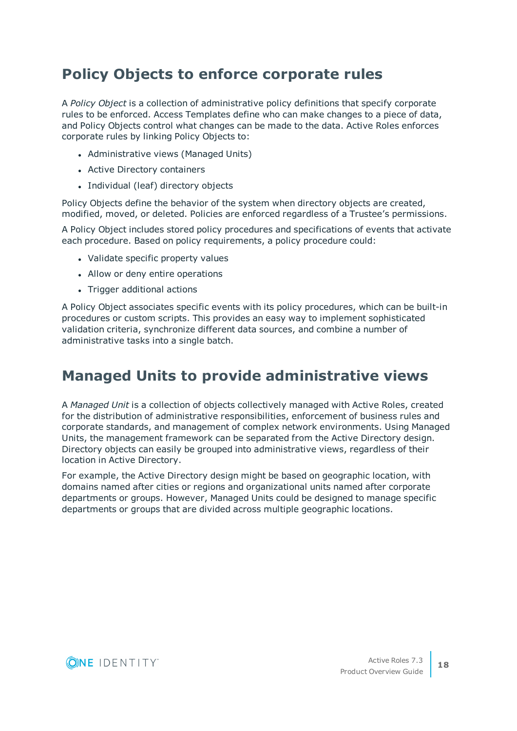## Policy Objects to enforce corporate rules

A *Policy Object* is a collection of administrative policy definitions that specify corporate rules to be enforced. Access Templates define who can make changes to a piece of data, and Policy Objects control what changes can be made to the data. Active Roles enforces corporate rules by linking Policy Objects to:

- Administrative views (Managed Units)
- Active Directory containers
- Individual (leaf) directory objects

Policy Objects define the behavior of the system when directory objects are created, modified, moved, or deleted. Policies are enforced regardless of a Trustee's permissions.

A Policy Object includes stored policy procedures and specifications of events that activate each procedure. Based on policy requirements, a policy procedure could:

- Validate specific property values
- Allow or deny entire operations
- Trigger additional actions

A Policy Object associates specific events with its policy procedures, which can be built-in procedures or custom scripts. This provides an easy way to implement sophisticated validation criteria, synchronize different data sources, and combine a number of administrative tasks into a single batch.

## Managed Units to provide administrative views

A *Managed Unit* is a collection of objects collectively managed with Active Roles, created for the distribution of administrative responsibilities, enforcement of business rules and corporate standards, and management of complex network environments. Using Managed Units, the management framework can be separated from the Active Directory design. Directory objects can easily be grouped into administrative views, regardless of their location in Active Directory.

For example, the Active Directory design might be based on geographic location, with domains named after cities or regions and organizational units named after corporate departments or groups. However, Managed Units could be designed to manage specific departments or groups that are divided across multiple geographic locations.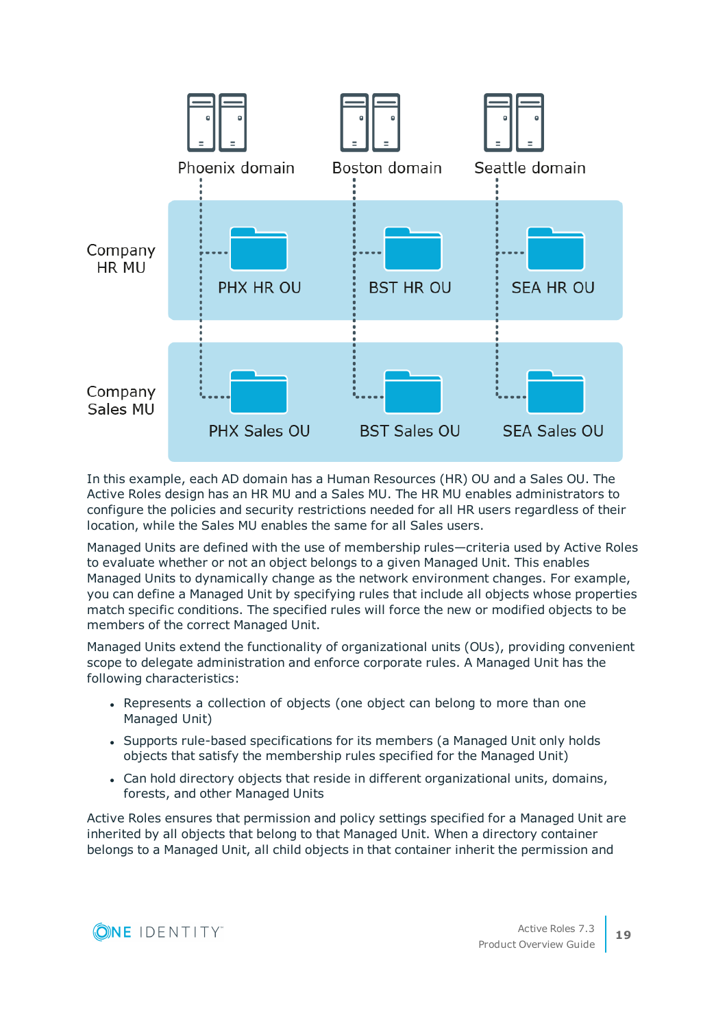Phoenix domain | Boston domain | Seattle domain

Company HR MU: PHX HR OU, BST HR OU, SEA HR OU

Company Sales MU: PHX Sales OU, BST Sales OU, SEA Sales OU

In this example, each AD domain has a Human Resources (HR) OU and a Sales OU. The Active Roles design has an HR MU and a Sales MU. The HR MU enables administrators to configure the policies and security restrictions needed for all HR users regardless of their location, while the Sales MU enables the same for all Sales users.

Managed Units are defined with the use of membership rules—criteria used by Active Roles to evaluate whether or not an object belongs to a given Managed Unit. This enables Managed Units to dynamically change as the network environment changes. For example, you can define a Managed Unit by specifying rules that include all objects whose properties match specific conditions. The specified rules will force the new or modified objects to be members of the correct Managed Unit.

Managed Units extend the functionality of organizational units (OUs), providing convenient scope to delegate administration and enforce corporate rules. A Managed Unit has the following characteristics:

- Represents a collection of objects (one object can belong to more than one Managed Unit)
- Supports rule-based specifications for its members (a Managed Unit only holds objects that satisfy the membership rules specified for the Managed Unit)
- Can hold directory objects that reside in different organizational units, domains, forests, and other Managed Units

Active Roles ensures that permission and policy settings specified for a Managed Unit are inherited by all objects that belong to that Managed Unit. When a directory container belongs to a Managed Unit, all child objects in that container inherit the permission and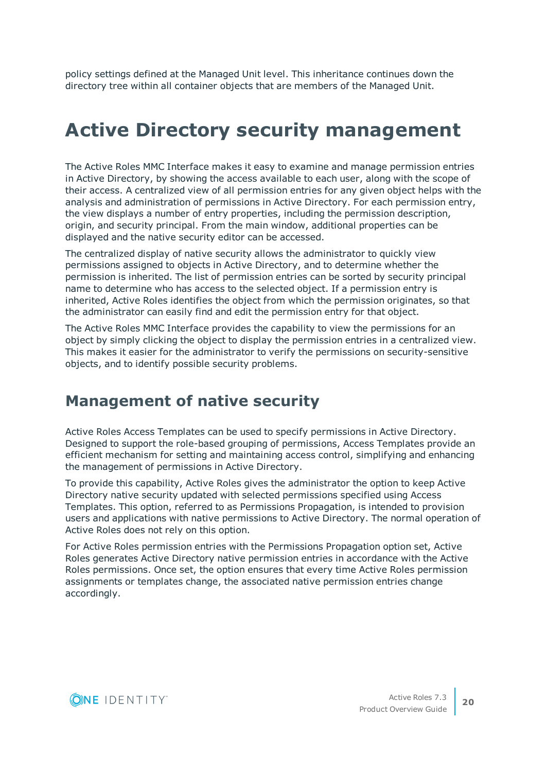policy settings defined at the Managed Unit level. This inheritance continues down the directory tree within all container objects that are members of the Managed Unit.

# Active Directory security management

The Active Roles MMC Interface makes it easy to examine and manage permission entries in Active Directory, by showing the access available to each user, along with the scope of their access. A centralized view of all permission entries for any given object helps with the analysis and administration of permissions in Active Directory. For each permission entry, the view displays a number of entry properties, including the permission description, origin, and security principal. From the main window, additional properties can be displayed and the native security editor can be accessed.

The centralized display of native security allows the administrator to quickly view permissions assigned to objects in Active Directory, and to determine whether the permission is inherited. The list of permission entries can be sorted by security principal name to determine who has access to the selected object. If a permission entry is inherited, Active Roles identifies the object from which the permission originates, so that the administrator can easily find and edit the permission entry for that object.

The Active Roles MMC Interface provides the capability to view the permissions for an object by simply clicking the object to display the permission entries in a centralized view. This makes it easier for the administrator to verify the permissions on security-sensitive objects, and to identify possible security problems.

## Management of native security

Active Roles Access Templates can be used to specify permissions in Active Directory. Designed to support the role-based grouping of permissions, Access Templates provide an efficient mechanism for setting and maintaining access control, simplifying and enhancing the management of permissions in Active Directory.

To provide this capability, Active Roles gives the administrator the option to keep Active Directory native security updated with selected permissions specified using Access Templates. This option, referred to as Permissions Propagation, is intended to provision users and applications with native permissions to Active Directory. The normal operation of Active Roles does not rely on this option.

For Active Roles permission entries with the Permissions Propagation option set, Active Roles generates Active Directory native permission entries in accordance with the Active Roles permissions. Once set, the option ensures that every time Active Roles permission assignments or templates change, the associated native permission entries change accordingly.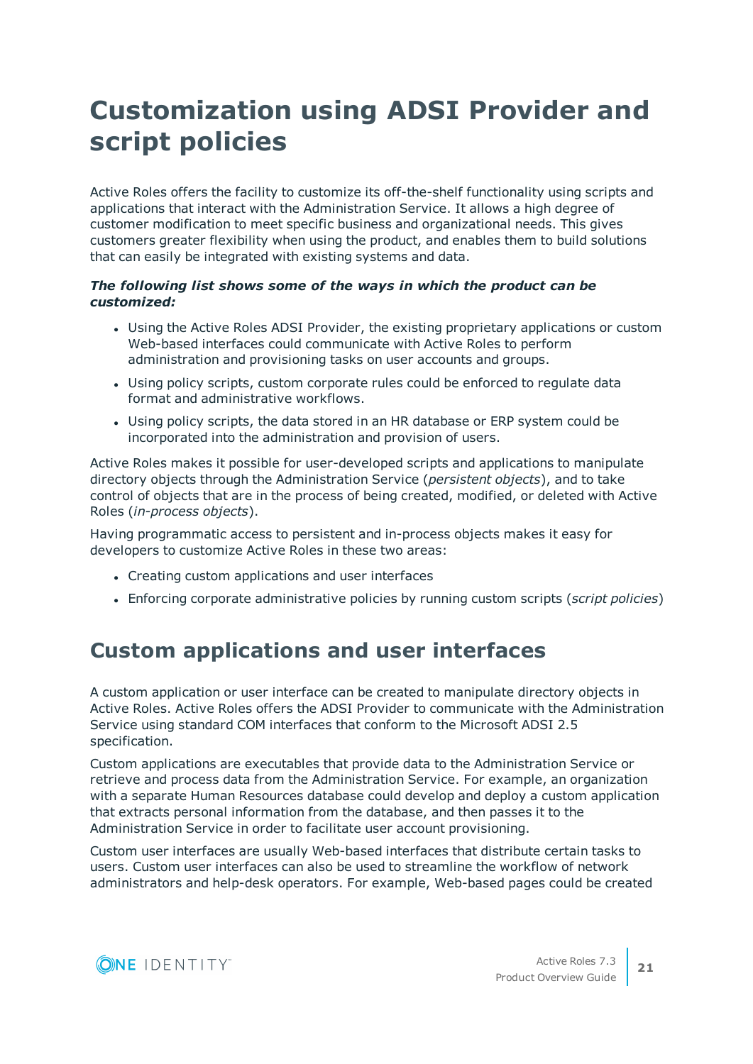# Customization using ADSI Provider and script policies

Active Roles offers the facility to customize its off-the-shelf functionality using scripts and applications that interact with the Administration Service. It allows a high degree of customer modification to meet specific business and organizational needs. This gives customers greater flexibility when using the product, and enables them to build solutions that can easily be integrated with existing systems and data.

***The following list shows some of the ways in which the product can be customized:***

- Using the Active Roles ADSI Provider, the existing proprietary applications or custom Web-based interfaces could communicate with Active Roles to perform administration and provisioning tasks on user accounts and groups.
- Using policy scripts, custom corporate rules could be enforced to regulate data format and administrative workflows.
- Using policy scripts, the data stored in an HR database or ERP system could be incorporated into the administration and provision of users.

Active Roles makes it possible for user-developed scripts and applications to manipulate directory objects through the Administration Service (*persistent objects*), and to take control of objects that are in the process of being created, modified, or deleted with Active Roles (*in-process objects*).

Having programmatic access to persistent and in-process objects makes it easy for developers to customize Active Roles in these two areas:

- Creating custom applications and user interfaces
- Enforcing corporate administrative policies by running custom scripts (*script policies*)

## Custom applications and user interfaces

A custom application or user interface can be created to manipulate directory objects in Active Roles. Active Roles offers the ADSI Provider to communicate with the Administration Service using standard COM interfaces that conform to the Microsoft ADSI 2.5 specification.

Custom applications are executables that provide data to the Administration Service or retrieve and process data from the Administration Service. For example, an organization with a separate Human Resources database could develop and deploy a custom application that extracts personal information from the database, and then passes it to the Administration Service in order to facilitate user account provisioning.

Custom user interfaces are usually Web-based interfaces that distribute certain tasks to users. Custom user interfaces can also be used to streamline the workflow of network administrators and help-desk operators. For example, Web-based pages could be created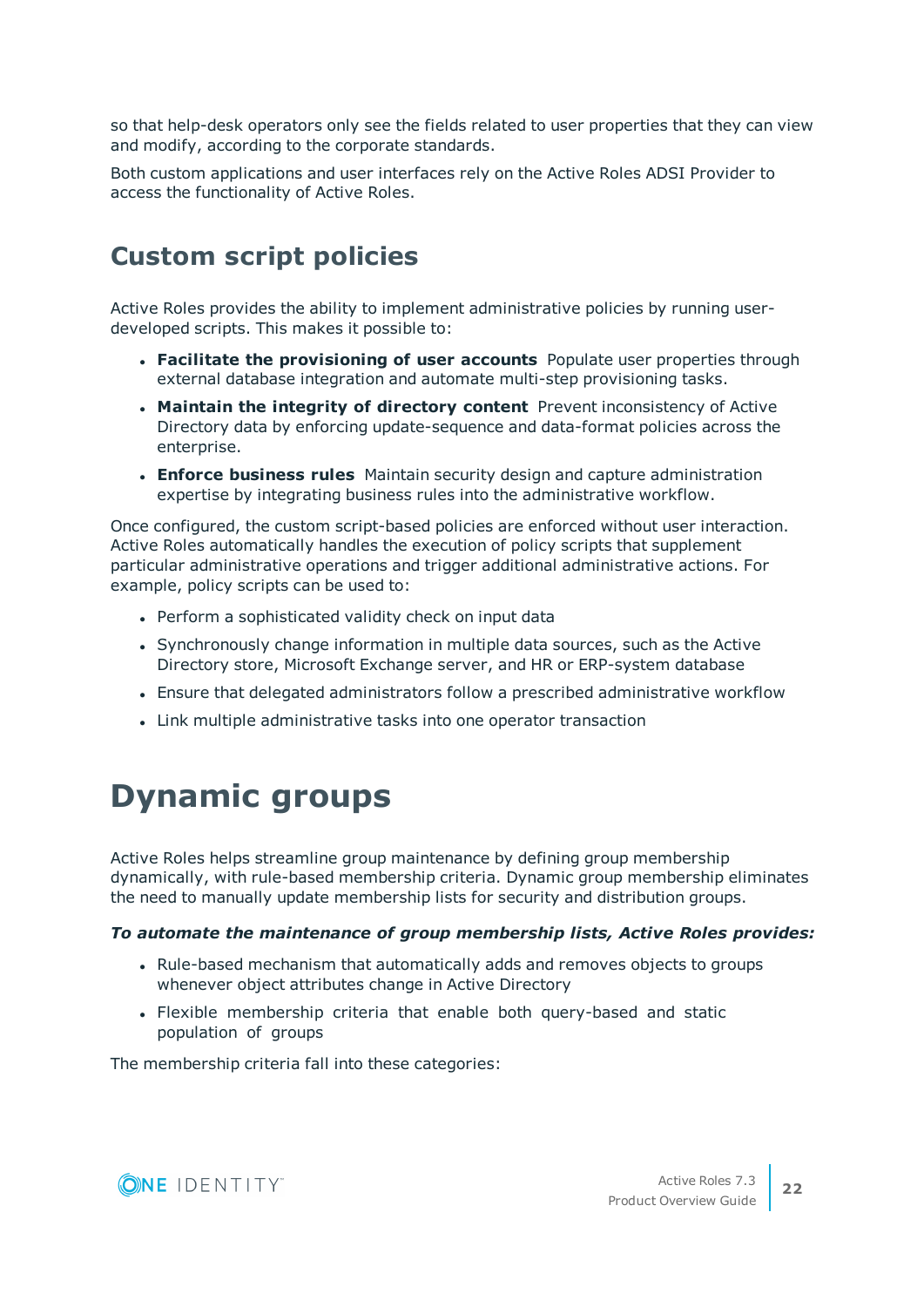so that help-desk operators only see the fields related to user properties that they can view and modify, according to the corporate standards.

Both custom applications and user interfaces rely on the Active Roles ADSI Provider to access the functionality of Active Roles.

## Custom script policies

Active Roles provides the ability to implement administrative policies by running user-developed scripts. This makes it possible to:

- **Facilitate the provisioning of user accounts** Populate user properties through external database integration and automate multi-step provisioning tasks.
- **Maintain the integrity of directory content** Prevent inconsistency of Active Directory data by enforcing update-sequence and data-format policies across the enterprise.
- **Enforce business rules** Maintain security design and capture administration expertise by integrating business rules into the administrative workflow.

Once configured, the custom script-based policies are enforced without user interaction. Active Roles automatically handles the execution of policy scripts that supplement particular administrative operations and trigger additional administrative actions. For example, policy scripts can be used to:

- Perform a sophisticated validity check on input data
- Synchronously change information in multiple data sources, such as the Active Directory store, Microsoft Exchange server, and HR or ERP-system database
- Ensure that delegated administrators follow a prescribed administrative workflow
- Link multiple administrative tasks into one operator transaction

# Dynamic groups

Active Roles helps streamline group maintenance by defining group membership dynamically, with rule-based membership criteria. Dynamic group membership eliminates the need to manually update membership lists for security and distribution groups.

***To automate the maintenance of group membership lists, Active Roles provides:***

- Rule-based mechanism that automatically adds and removes objects to groups whenever object attributes change in Active Directory
- Flexible membership criteria that enable both query-based and static population of groups

The membership criteria fall into these categories: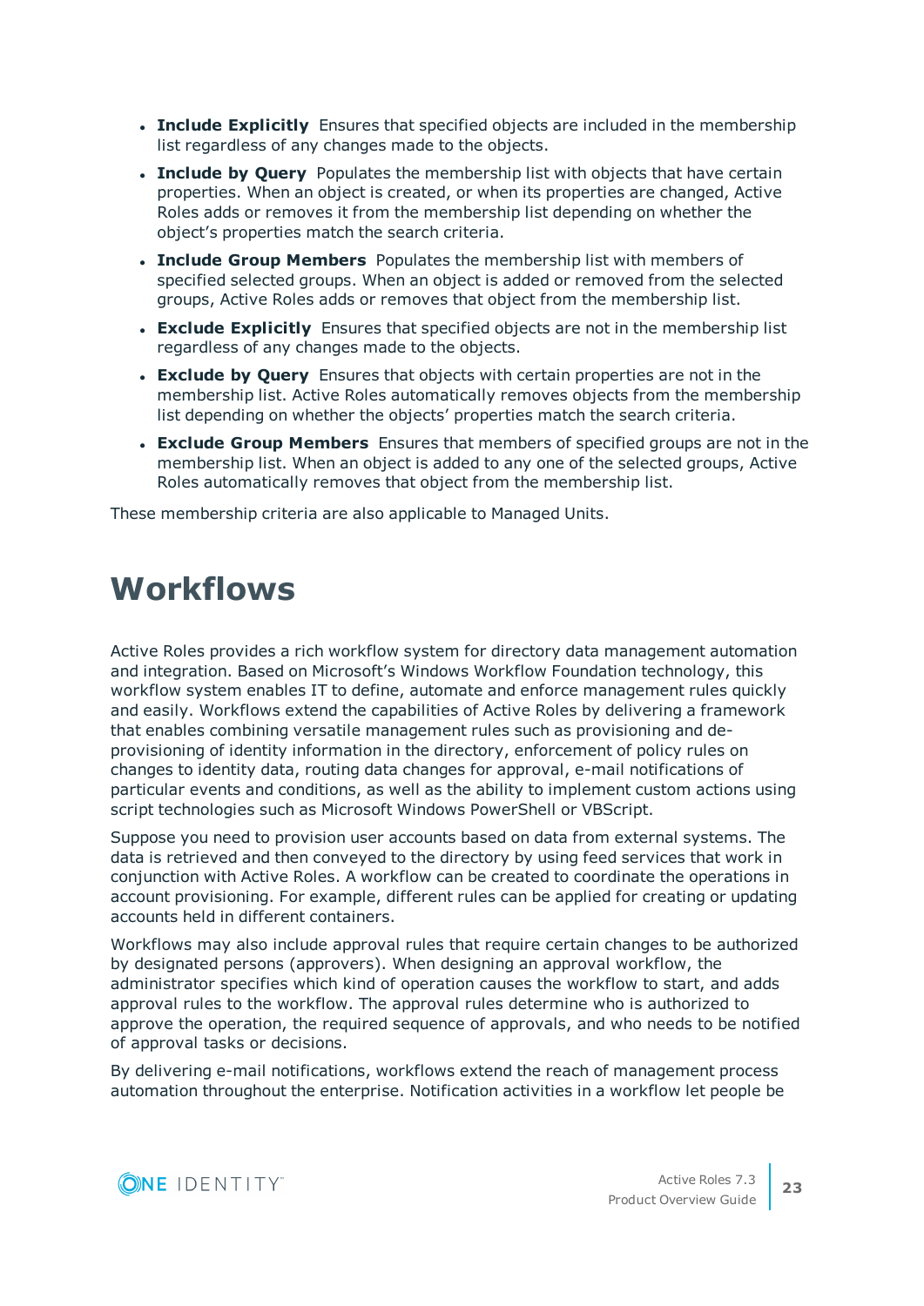- **Include Explicitly** Ensures that specified objects are included in the membership list regardless of any changes made to the objects.
- **Include by Query** Populates the membership list with objects that have certain properties. When an object is created, or when its properties are changed, Active Roles adds or removes it from the membership list depending on whether the object’s properties match the search criteria.
- **Include Group Members** Populates the membership list with members of specified selected groups. When an object is added or removed from the selected groups, Active Roles adds or removes that object from the membership list.
- **Exclude Explicitly** Ensures that specified objects are not in the membership list regardless of any changes made to the objects.
- **Exclude by Query** Ensures that objects with certain properties are not in the membership list. Active Roles automatically removes objects from the membership list depending on whether the objects’ properties match the search criteria.
- **Exclude Group Members** Ensures that members of specified groups are not in the membership list. When an object is added to any one of the selected groups, Active Roles automatically removes that object from the membership list.

These membership criteria are also applicable to Managed Units.

# Workflows

Active Roles provides a rich workflow system for directory data management automation and integration. Based on Microsoft’s Windows Workflow Foundation technology, this workflow system enables IT to define, automate and enforce management rules quickly and easily. Workflows extend the capabilities of Active Roles by delivering a framework that enables combining versatile management rules such as provisioning and de-provisioning of identity information in the directory, enforcement of policy rules on changes to identity data, routing data changes for approval, e-mail notifications of particular events and conditions, as well as the ability to implement custom actions using script technologies such as Microsoft Windows PowerShell or VBScript.

Suppose you need to provision user accounts based on data from external systems. The data is retrieved and then conveyed to the directory by using feed services that work in conjunction with Active Roles. A workflow can be created to coordinate the operations in account provisioning. For example, different rules can be applied for creating or updating accounts held in different containers.

Workflows may also include approval rules that require certain changes to be authorized by designated persons (approvers). When designing an approval workflow, the administrator specifies which kind of operation causes the workflow to start, and adds approval rules to the workflow. The approval rules determine who is authorized to approve the operation, the required sequence of approvals, and who needs to be notified of approval tasks or decisions.

By delivering e-mail notifications, workflows extend the reach of management process automation throughout the enterprise. Notification activities in a workflow let people be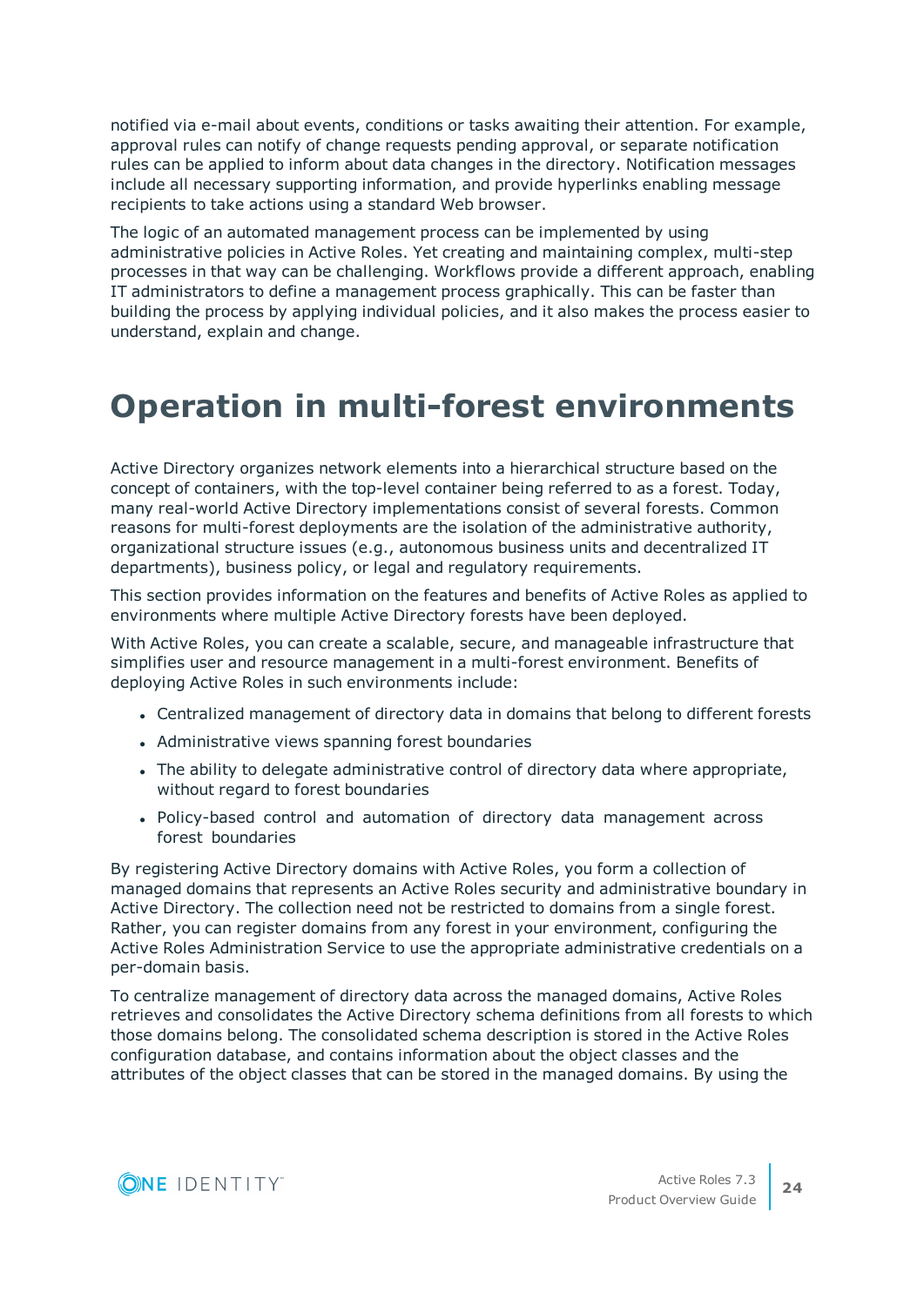notified via e-mail about events, conditions or tasks awaiting their attention. For example, approval rules can notify of change requests pending approval, or separate notification rules can be applied to inform about data changes in the directory. Notification messages include all necessary supporting information, and provide hyperlinks enabling message recipients to take actions using a standard Web browser.

The logic of an automated management process can be implemented by using administrative policies in Active Roles. Yet creating and maintaining complex, multi-step processes in that way can be challenging. Workflows provide a different approach, enabling IT administrators to define a management process graphically. This can be faster than building the process by applying individual policies, and it also makes the process easier to understand, explain and change.

# Operation in multi-forest environments

Active Directory organizes network elements into a hierarchical structure based on the concept of containers, with the top-level container being referred to as a forest. Today, many real-world Active Directory implementations consist of several forests. Common reasons for multi-forest deployments are the isolation of the administrative authority, organizational structure issues (e.g., autonomous business units and decentralized IT departments), business policy, or legal and regulatory requirements.

This section provides information on the features and benefits of Active Roles as applied to environments where multiple Active Directory forests have been deployed.

With Active Roles, you can create a scalable, secure, and manageable infrastructure that simplifies user and resource management in a multi-forest environment. Benefits of deploying Active Roles in such environments include:

- Centralized management of directory data in domains that belong to different forests
- Administrative views spanning forest boundaries
- The ability to delegate administrative control of directory data where appropriate, without regard to forest boundaries
- Policy-based control and automation of directory data management across forest boundaries

By registering Active Directory domains with Active Roles, you form a collection of managed domains that represents an Active Roles security and administrative boundary in Active Directory. The collection need not be restricted to domains from a single forest. Rather, you can register domains from any forest in your environment, configuring the Active Roles Administration Service to use the appropriate administrative credentials on a per-domain basis.

To centralize management of directory data across the managed domains, Active Roles retrieves and consolidates the Active Directory schema definitions from all forests to which those domains belong. The consolidated schema description is stored in the Active Roles configuration database, and contains information about the object classes and the attributes of the object classes that can be stored in the managed domains. By using the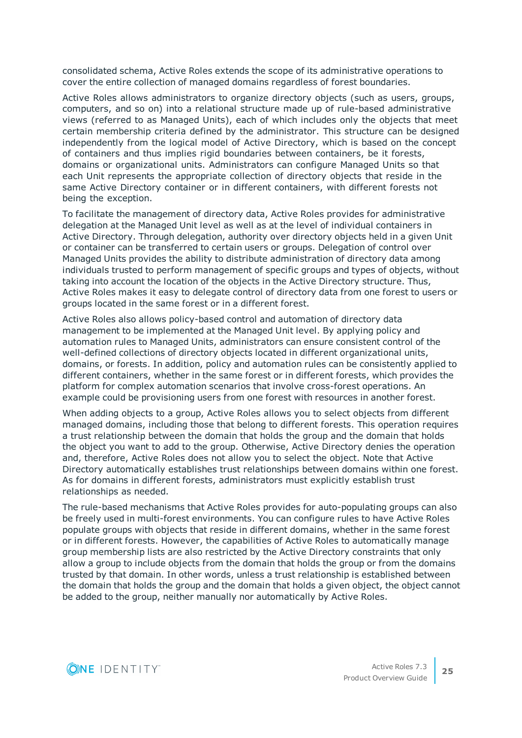consolidated schema, Active Roles extends the scope of its administrative operations to cover the entire collection of managed domains regardless of forest boundaries.

Active Roles allows administrators to organize directory objects (such as users, groups, computers, and so on) into a relational structure made up of rule-based administrative views (referred to as Managed Units), each of which includes only the objects that meet certain membership criteria defined by the administrator. This structure can be designed independently from the logical model of Active Directory, which is based on the concept of containers and thus implies rigid boundaries between containers, be it forests, domains or organizational units. Administrators can configure Managed Units so that each Unit represents the appropriate collection of directory objects that reside in the same Active Directory container or in different containers, with different forests not being the exception.

To facilitate the management of directory data, Active Roles provides for administrative delegation at the Managed Unit level as well as at the level of individual containers in Active Directory. Through delegation, authority over directory objects held in a given Unit or container can be transferred to certain users or groups. Delegation of control over Managed Units provides the ability to distribute administration of directory data among individuals trusted to perform management of specific groups and types of objects, without taking into account the location of the objects in the Active Directory structure. Thus, Active Roles makes it easy to delegate control of directory data from one forest to users or groups located in the same forest or in a different forest.

Active Roles also allows policy-based control and automation of directory data management to be implemented at the Managed Unit level. By applying policy and automation rules to Managed Units, administrators can ensure consistent control of the well-defined collections of directory objects located in different organizational units, domains, or forests. In addition, policy and automation rules can be consistently applied to different containers, whether in the same forest or in different forests, which provides the platform for complex automation scenarios that involve cross-forest operations. An example could be provisioning users from one forest with resources in another forest.

When adding objects to a group, Active Roles allows you to select objects from different managed domains, including those that belong to different forests. This operation requires a trust relationship between the domain that holds the group and the domain that holds the object you want to add to the group. Otherwise, Active Directory denies the operation and, therefore, Active Roles does not allow you to select the object. Note that Active Directory automatically establishes trust relationships between domains within one forest. As for domains in different forests, administrators must explicitly establish trust relationships as needed.

The rule-based mechanisms that Active Roles provides for auto-populating groups can also be freely used in multi-forest environments. You can configure rules to have Active Roles populate groups with objects that reside in different domains, whether in the same forest or in different forests. However, the capabilities of Active Roles to automatically manage group membership lists are also restricted by the Active Directory constraints that only allow a group to include objects from the domain that holds the group or from the domains trusted by that domain. In other words, unless a trust relationship is established between the domain that holds the group and the domain that holds a given object, the object cannot be added to the group, neither manually nor automatically by Active Roles.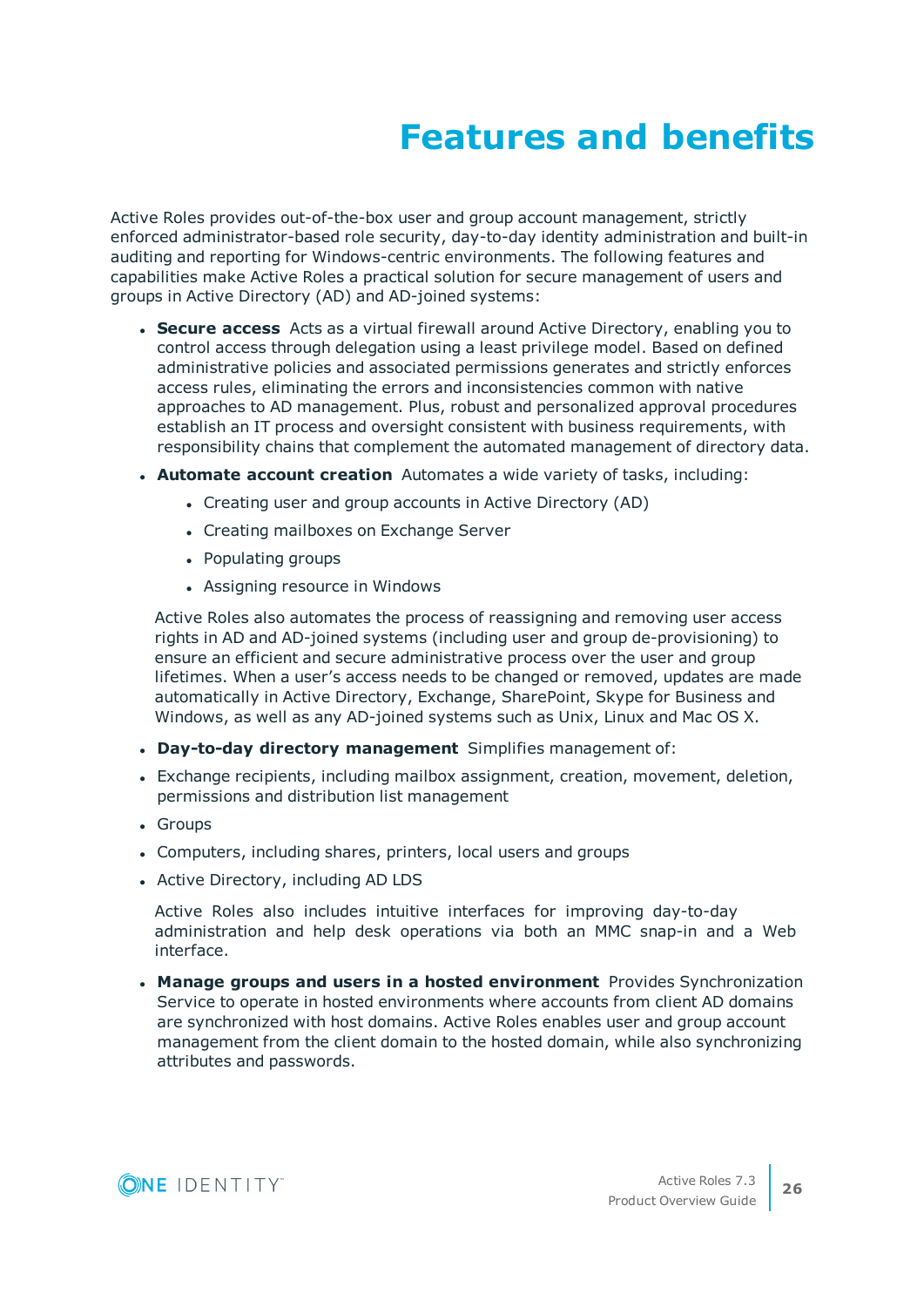# Features and benefits

Active Roles provides out-of-the-box user and group account management, strictly enforced administrator-based role security, day-to-day identity administration and built-in auditing and reporting for Windows-centric environments. The following features and capabilities make Active Roles a practical solution for secure management of users and groups in Active Directory (AD) and AD-joined systems:

- **Secure access** Acts as a virtual firewall around Active Directory, enabling you to control access through delegation using a least privilege model. Based on defined administrative policies and associated permissions generates and strictly enforces access rules, eliminating the errors and inconsistencies common with native approaches to AD management. Plus, robust and personalized approval procedures establish an IT process and oversight consistent with business requirements, with responsibility chains that complement the automated management of directory data.
- **Automate account creation** Automates a wide variety of tasks, including:
  - Creating user and group accounts in Active Directory (AD)
  - Creating mailboxes on Exchange Server
  - Populating groups
  - Assigning resource in Windows

  Active Roles also automates the process of reassigning and removing user access rights in AD and AD-joined systems (including user and group de-provisioning) to ensure an efficient and secure administrative process over the user and group lifetimes. When a user's access needs to be changed or removed, updates are made automatically in Active Directory, Exchange, SharePoint, Skype for Business and Windows, as well as any AD-joined systems such as Unix, Linux and Mac OS X.
- **Day-to-day directory management** Simplifies management of:
- Exchange recipients, including mailbox assignment, creation, movement, deletion, permissions and distribution list management
- Groups
- Computers, including shares, printers, local users and groups
- Active Directory, including AD LDS

  Active Roles also includes intuitive interfaces for improving day-to-day administration and help desk operations via both an MMC snap-in and a Web interface.
- **Manage groups and users in a hosted environment** Provides Synchronization Service to operate in hosted environments where accounts from client AD domains are synchronized with host domains. Active Roles enables user and group account management from the client domain to the hosted domain, while also synchronizing attributes and passwords.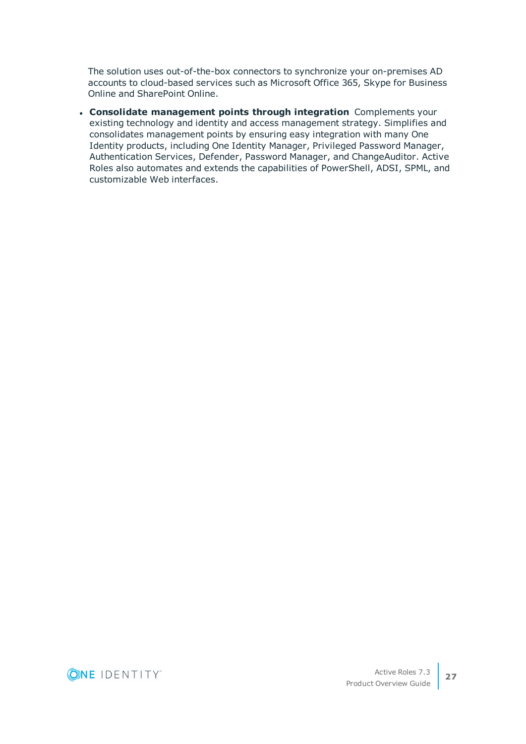The solution uses out-of-the-box connectors to synchronize your on-premises AD accounts to cloud-based services such as Microsoft Office 365, Skype for Business Online and SharePoint Online.

- **Consolidate management points through integration** Complements your existing technology and identity and access management strategy. Simplifies and consolidates management points by ensuring easy integration with many One Identity products, including One Identity Manager, Privileged Password Manager, Authentication Services, Defender, Password Manager, and ChangeAuditor. Active Roles also automates and extends the capabilities of PowerShell, ADSI, SPML, and customizable Web interfaces.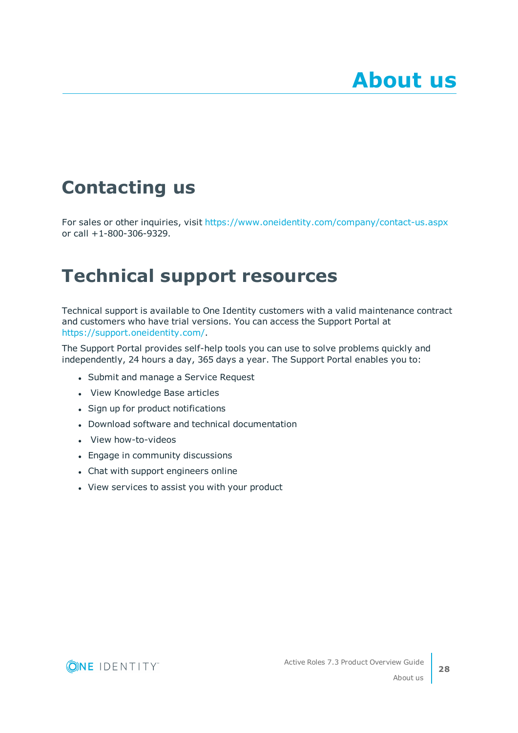# About us

## Contacting us

For sales or other inquiries, visit https://www.oneidentity.com/company/contact-us.aspx or call +1-800-306-9329.

## Technical support resources

Technical support is available to One Identity customers with a valid maintenance contract and customers who have trial versions. You can access the Support Portal at https://support.oneidentity.com/.

The Support Portal provides self-help tools you can use to solve problems quickly and independently, 24 hours a day, 365 days a year. The Support Portal enables you to:

- Submit and manage a Service Request
- View Knowledge Base articles
- Sign up for product notifications
- Download software and technical documentation
- View how-to-videos
- Engage in community discussions
- Chat with support engineers online
- View services to assist you with your product